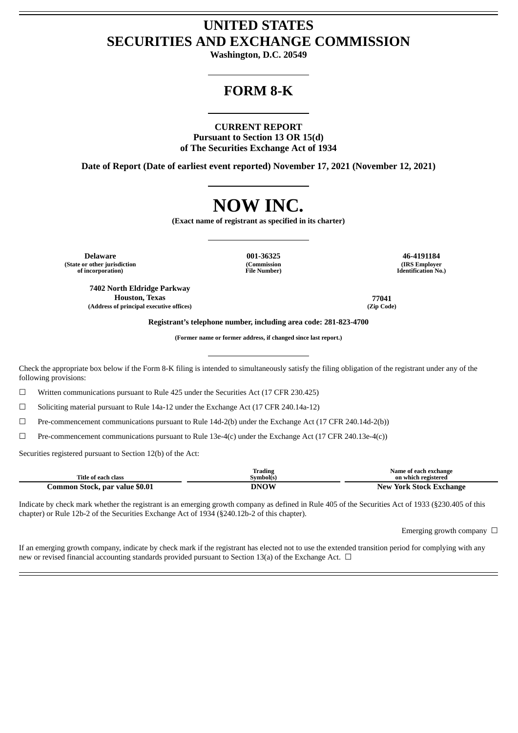# UNITED STATES
# SECURITIES AND EXCHANGE COMMISSION

**Washington, D.C. 20549**

# FORM 8-K

**CURRENT REPORT**
**Pursuant to Section 13 OR 15(d)**
**of The Securities Exchange Act of 1934**

**Date of Report (Date of earliest event reported) November 17, 2021 (November 12, 2021)**

# NOW INC.

**(Exact name of registrant as specified in its charter)**

| Delaware | 001-36325 | 46-4191184 |
|---|---|---|
| (State or other jurisdiction of incorporation) | (Commission File Number) | (IRS Employer Identification No.) |

| 7402 North Eldridge Parkway Houston, Texas | 77041 |
|---|---|
| (Address of principal executive offices) | (Zip Code) |

**Registrant's telephone number, including area code: 281-823-4700**

**(Former name or former address, if changed since last report.)**

Check the appropriate box below if the Form 8-K filing is intended to simultaneously satisfy the filing obligation of the registrant under any of the following provisions:

☐ Written communications pursuant to Rule 425 under the Securities Act (17 CFR 230.425)

☐ Soliciting material pursuant to Rule 14a-12 under the Exchange Act (17 CFR 240.14a-12)

☐ Pre-commencement communications pursuant to Rule 14d-2(b) under the Exchange Act (17 CFR 240.14d-2(b))

☐ Pre-commencement communications pursuant to Rule 13e-4(c) under the Exchange Act (17 CFR 240.13e-4(c))

Securities registered pursuant to Section 12(b) of the Act:

| Title of each class | Trading Symbol(s) | Name of each exchange on which registered |
|---|---|---|
| Common Stock, par value $0.01 | DNOW | New York Stock Exchange |

Indicate by check mark whether the registrant is an emerging growth company as defined in Rule 405 of the Securities Act of 1933 (§230.405 of this chapter) or Rule 12b-2 of the Securities Exchange Act of 1934 (§240.12b-2 of this chapter).

Emerging growth company ☐

If an emerging growth company, indicate by check mark if the registrant has elected not to use the extended transition period for complying with any new or revised financial accounting standards provided pursuant to Section 13(a) of the Exchange Act. ☐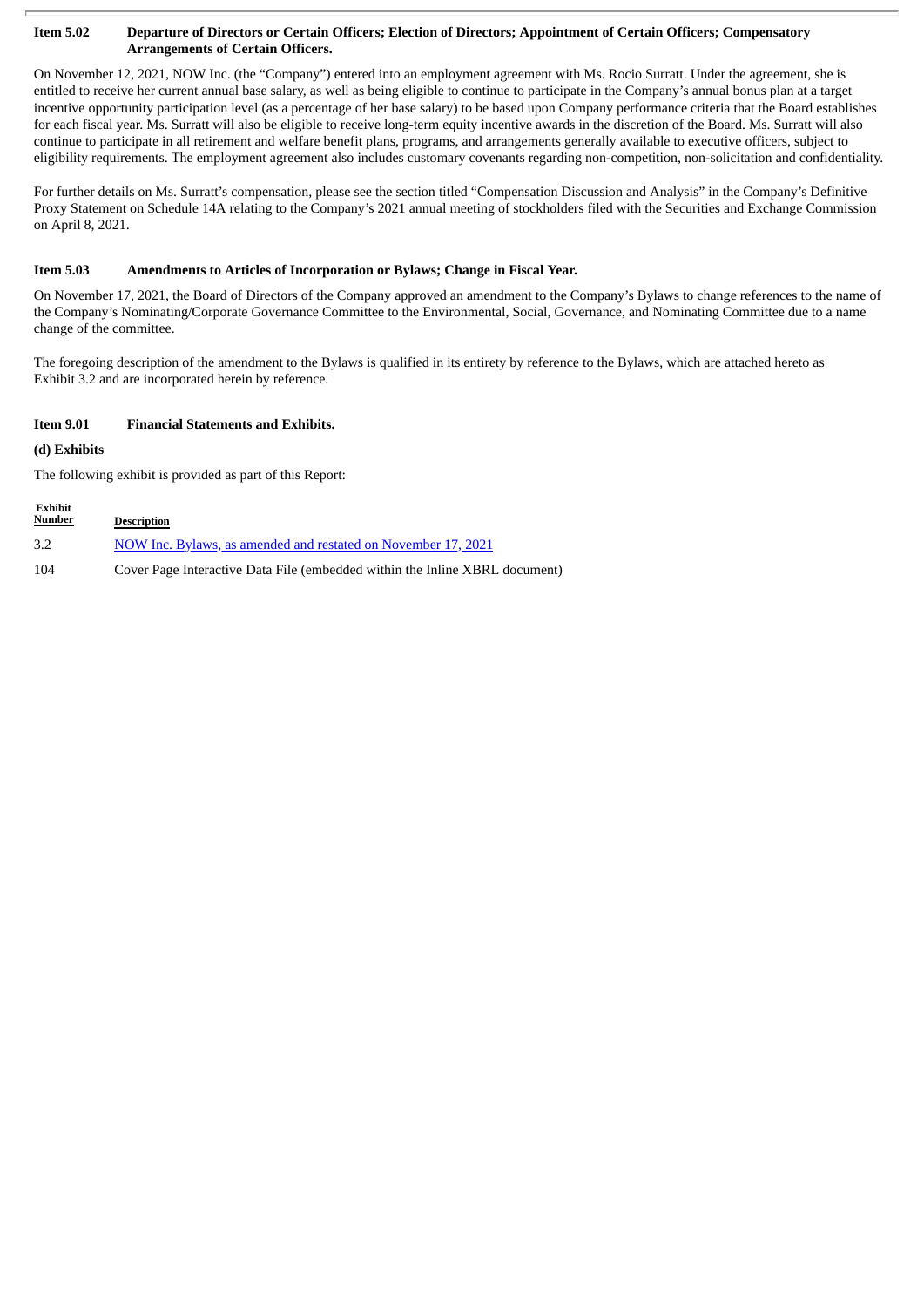### Item 5.02 Departure of Directors or Certain Officers; Election of Directors; Appointment of Certain Officers; Compensatory Arrangements of Certain Officers.

On November 12, 2021, NOW Inc. (the "Company") entered into an employment agreement with Ms. Rocio Surratt. Under the agreement, she is entitled to receive her current annual base salary, as well as being eligible to continue to participate in the Company's annual bonus plan at a target incentive opportunity participation level (as a percentage of her base salary) to be based upon Company performance criteria that the Board establishes for each fiscal year. Ms. Surratt will also be eligible to receive long-term equity incentive awards in the discretion of the Board. Ms. Surratt will also continue to participate in all retirement and welfare benefit plans, programs, and arrangements generally available to executive officers, subject to eligibility requirements. The employment agreement also includes customary covenants regarding non-competition, non-solicitation and confidentiality.

For further details on Ms. Surratt's compensation, please see the section titled "Compensation Discussion and Analysis" in the Company's Definitive Proxy Statement on Schedule 14A relating to the Company's 2021 annual meeting of stockholders filed with the Securities and Exchange Commission on April 8, 2021.

### Item 5.03 Amendments to Articles of Incorporation or Bylaws; Change in Fiscal Year.

On November 17, 2021, the Board of Directors of the Company approved an amendment to the Company's Bylaws to change references to the name of the Company's Nominating/Corporate Governance Committee to the Environmental, Social, Governance, and Nominating Committee due to a name change of the committee.

The foregoing description of the amendment to the Bylaws is qualified in its entirety by reference to the Bylaws, which are attached hereto as Exhibit 3.2 and are incorporated herein by reference.

### Item 9.01 Financial Statements and Exhibits.

**(d) Exhibits**

The following exhibit is provided as part of this Report:

| Exhibit Number | Description |
|---|---|
| 3.2 | NOW Inc. Bylaws, as amended and restated on November 17, 2021 |
| 104 | Cover Page Interactive Data File (embedded within the Inline XBRL document) |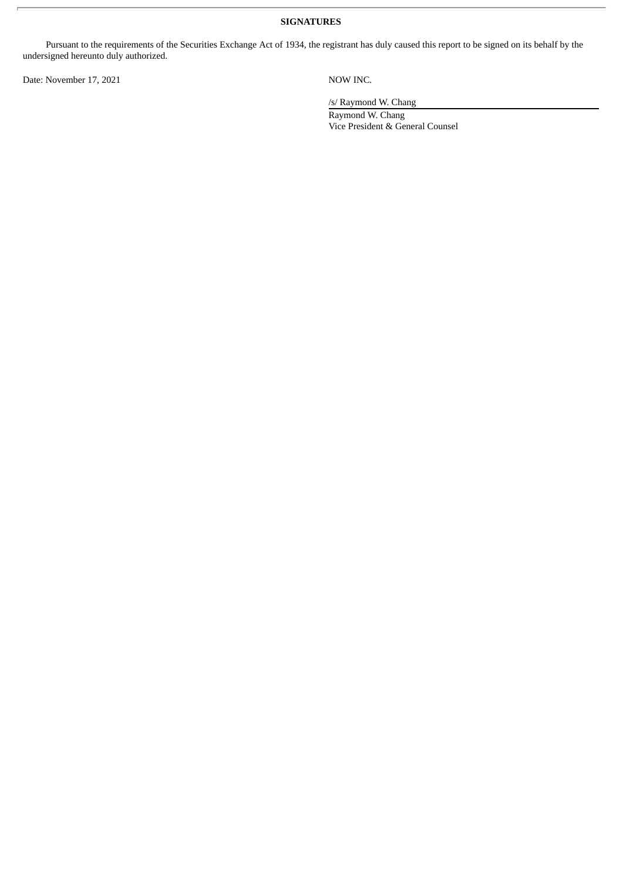**SIGNATURES**

Pursuant to the requirements of the Securities Exchange Act of 1934, the registrant has duly caused this report to be signed on its behalf by the undersigned hereunto duly authorized.

| | |
|---|---|
| Date: November 17, 2021 | NOW INC. |
| | /s/ Raymond W. Chang |
| | Raymond W. Chang<br>Vice President & General Counsel |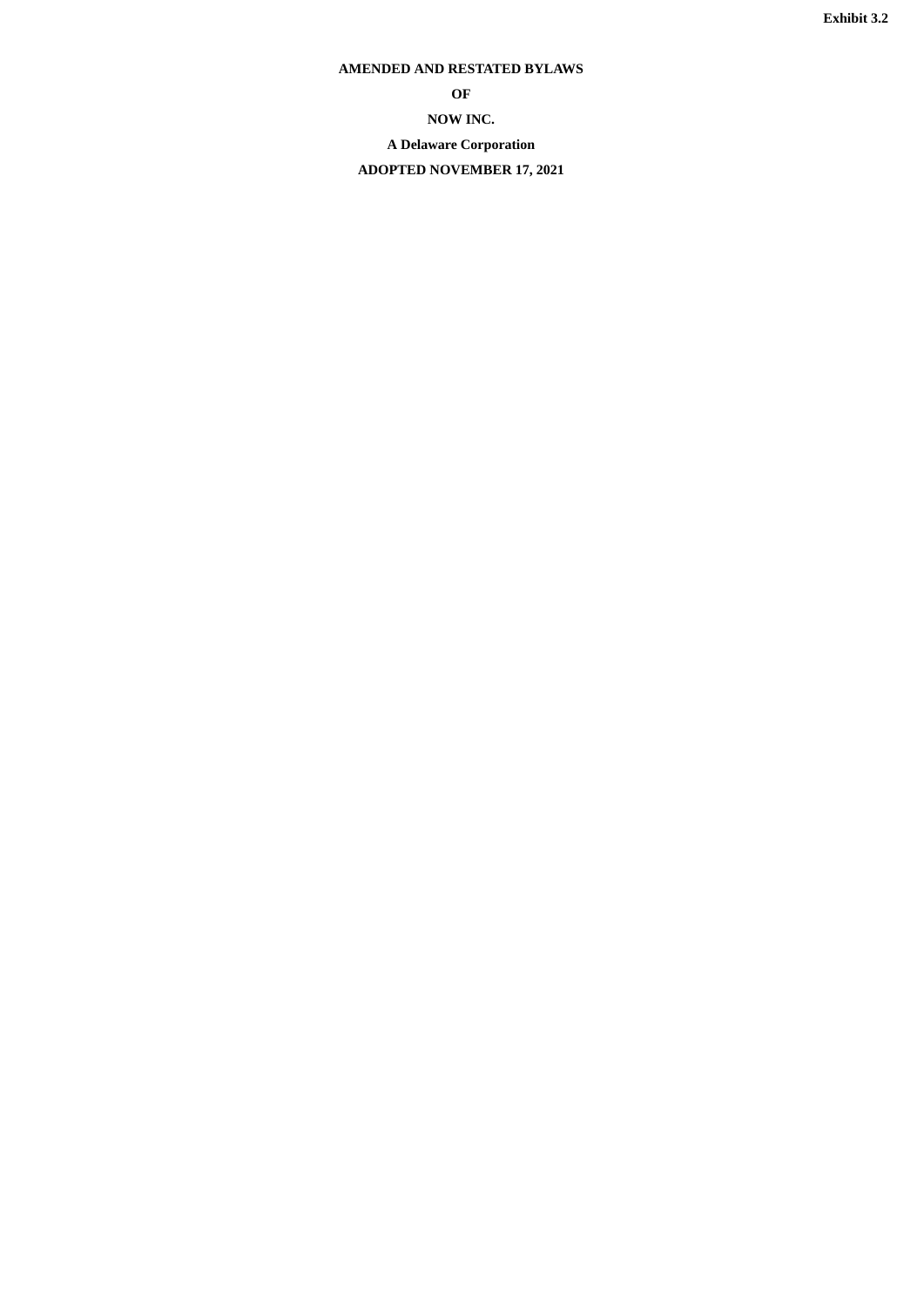Exhibit 3.2

**AMENDED AND RESTATED BYLAWS**

**OF**

**NOW INC.**

**A Delaware Corporation**

**ADOPTED NOVEMBER 17, 2021**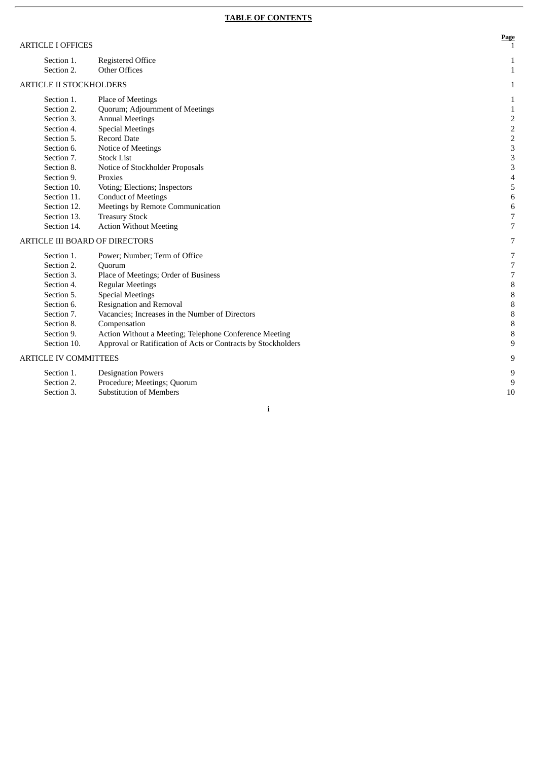**TABLE OF CONTENTS**

| | | Page |
|---|---|---|
| ARTICLE I OFFICES | | 1 |
| Section 1. | Registered Office | 1 |
| Section 2. | Other Offices | 1 |
| ARTICLE II STOCKHOLDERS | | 1 |
| Section 1. | Place of Meetings | 1 |
| Section 2. | Quorum; Adjournment of Meetings | 1 |
| Section 3. | Annual Meetings | 2 |
| Section 4. | Special Meetings | 2 |
| Section 5. | Record Date | 2 |
| Section 6. | Notice of Meetings | 3 |
| Section 7. | Stock List | 3 |
| Section 8. | Notice of Stockholder Proposals | 3 |
| Section 9. | Proxies | 4 |
| Section 10. | Voting; Elections; Inspectors | 5 |
| Section 11. | Conduct of Meetings | 6 |
| Section 12. | Meetings by Remote Communication | 6 |
| Section 13. | Treasury Stock | 7 |
| Section 14. | Action Without Meeting | 7 |
| ARTICLE III BOARD OF DIRECTORS | | 7 |
| Section 1. | Power; Number; Term of Office | 7 |
| Section 2. | Quorum | 7 |
| Section 3. | Place of Meetings; Order of Business | 7 |
| Section 4. | Regular Meetings | 8 |
| Section 5. | Special Meetings | 8 |
| Section 6. | Resignation and Removal | 8 |
| Section 7. | Vacancies; Increases in the Number of Directors | 8 |
| Section 8. | Compensation | 8 |
| Section 9. | Action Without a Meeting; Telephone Conference Meeting | 8 |
| Section 10. | Approval or Ratification of Acts or Contracts by Stockholders | 9 |
| ARTICLE IV COMMITTEES | | 9 |
| Section 1. | Designation Powers | 9 |
| Section 2. | Procedure; Meetings; Quorum | 9 |
| Section 3. | Substitution of Members | 10 |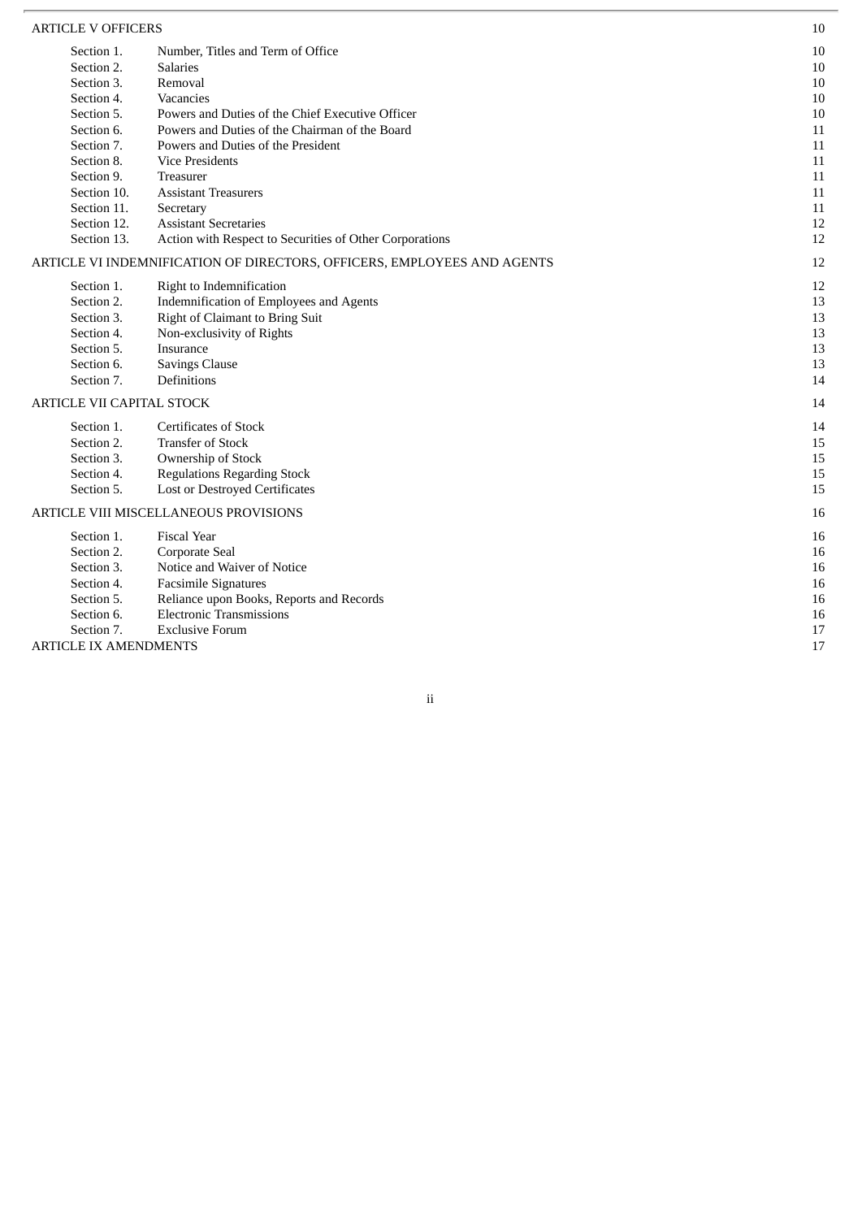| | | |
|---|---|---|
| ARTICLE V OFFICERS | | 10 |
| Section 1. | Number, Titles and Term of Office | 10 |
| Section 2. | Salaries | 10 |
| Section 3. | Removal | 10 |
| Section 4. | Vacancies | 10 |
| Section 5. | Powers and Duties of the Chief Executive Officer | 10 |
| Section 6. | Powers and Duties of the Chairman of the Board | 11 |
| Section 7. | Powers and Duties of the President | 11 |
| Section 8. | Vice Presidents | 11 |
| Section 9. | Treasurer | 11 |
| Section 10. | Assistant Treasurers | 11 |
| Section 11. | Secretary | 11 |
| Section 12. | Assistant Secretaries | 12 |
| Section 13. | Action with Respect to Securities of Other Corporations | 12 |
| ARTICLE VI INDEMNIFICATION OF DIRECTORS, OFFICERS, EMPLOYEES AND AGENTS | | 12 |
| Section 1. | Right to Indemnification | 12 |
| Section 2. | Indemnification of Employees and Agents | 13 |
| Section 3. | Right of Claimant to Bring Suit | 13 |
| Section 4. | Non-exclusivity of Rights | 13 |
| Section 5. | Insurance | 13 |
| Section 6. | Savings Clause | 13 |
| Section 7. | Definitions | 14 |
| ARTICLE VII CAPITAL STOCK | | 14 |
| Section 1. | Certificates of Stock | 14 |
| Section 2. | Transfer of Stock | 15 |
| Section 3. | Ownership of Stock | 15 |
| Section 4. | Regulations Regarding Stock | 15 |
| Section 5. | Lost or Destroyed Certificates | 15 |
| ARTICLE VIII MISCELLANEOUS PROVISIONS | | 16 |
| Section 1. | Fiscal Year | 16 |
| Section 2. | Corporate Seal | 16 |
| Section 3. | Notice and Waiver of Notice | 16 |
| Section 4. | Facsimile Signatures | 16 |
| Section 5. | Reliance upon Books, Reports and Records | 16 |
| Section 6. | Electronic Transmissions | 16 |
| Section 7. | Exclusive Forum | 17 |
| ARTICLE IX AMENDMENTS | | 17 |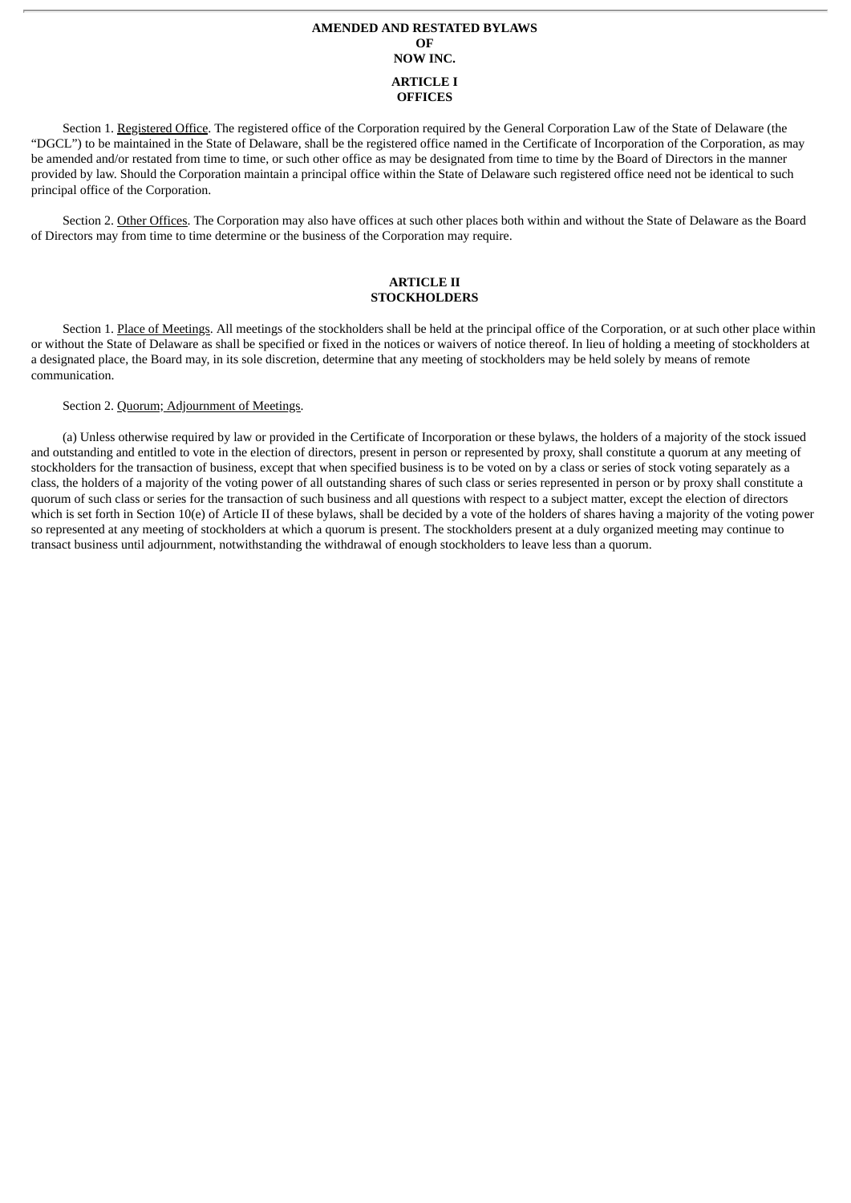# AMENDED AND RESTATED BYLAWS
# OF
# NOW INC.

## ARTICLE I
## OFFICES

Section 1. Registered Office. The registered office of the Corporation required by the General Corporation Law of the State of Delaware (the "DGCL") to be maintained in the State of Delaware, shall be the registered office named in the Certificate of Incorporation of the Corporation, as may be amended and/or restated from time to time, or such other office as may be designated from time to time by the Board of Directors in the manner provided by law. Should the Corporation maintain a principal office within the State of Delaware such registered office need not be identical to such principal office of the Corporation.

Section 2. Other Offices. The Corporation may also have offices at such other places both within and without the State of Delaware as the Board of Directors may from time to time determine or the business of the Corporation may require.

## ARTICLE II
## STOCKHOLDERS

Section 1. Place of Meetings. All meetings of the stockholders shall be held at the principal office of the Corporation, or at such other place within or without the State of Delaware as shall be specified or fixed in the notices or waivers of notice thereof. In lieu of holding a meeting of stockholders at a designated place, the Board may, in its sole discretion, determine that any meeting of stockholders may be held solely by means of remote communication.

Section 2. Quorum; Adjournment of Meetings.

(a) Unless otherwise required by law or provided in the Certificate of Incorporation or these bylaws, the holders of a majority of the stock issued and outstanding and entitled to vote in the election of directors, present in person or represented by proxy, shall constitute a quorum at any meeting of stockholders for the transaction of business, except that when specified business is to be voted on by a class or series of stock voting separately as a class, the holders of a majority of the voting power of all outstanding shares of such class or series represented in person or by proxy shall constitute a quorum of such class or series for the transaction of such business and all questions with respect to a subject matter, except the election of directors which is set forth in Section 10(e) of Article II of these bylaws, shall be decided by a vote of the holders of shares having a majority of the voting power so represented at any meeting of stockholders at which a quorum is present. The stockholders present at a duly organized meeting may continue to transact business until adjournment, notwithstanding the withdrawal of enough stockholders to leave less than a quorum.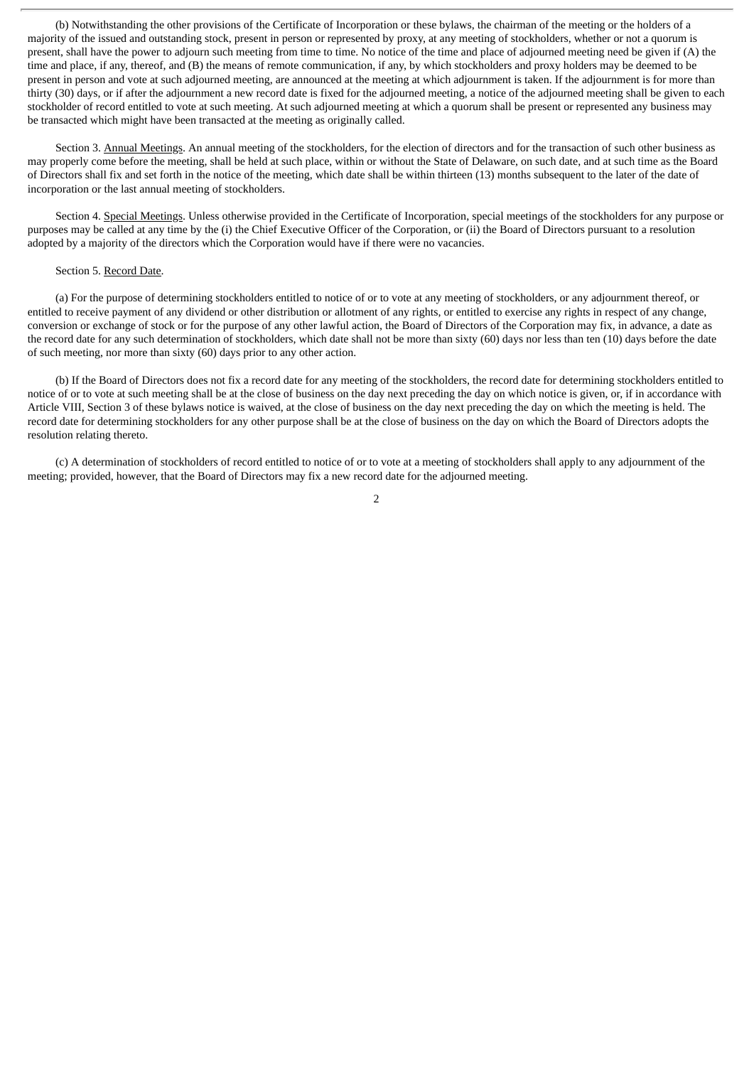(b) Notwithstanding the other provisions of the Certificate of Incorporation or these bylaws, the chairman of the meeting or the holders of a majority of the issued and outstanding stock, present in person or represented by proxy, at any meeting of stockholders, whether or not a quorum is present, shall have the power to adjourn such meeting from time to time. No notice of the time and place of adjourned meeting need be given if (A) the time and place, if any, thereof, and (B) the means of remote communication, if any, by which stockholders and proxy holders may be deemed to be present in person and vote at such adjourned meeting, are announced at the meeting at which adjournment is taken. If the adjournment is for more than thirty (30) days, or if after the adjournment a new record date is fixed for the adjourned meeting, a notice of the adjourned meeting shall be given to each stockholder of record entitled to vote at such meeting. At such adjourned meeting at which a quorum shall be present or represented any business may be transacted which might have been transacted at the meeting as originally called.

Section 3. Annual Meetings. An annual meeting of the stockholders, for the election of directors and for the transaction of such other business as may properly come before the meeting, shall be held at such place, within or without the State of Delaware, on such date, and at such time as the Board of Directors shall fix and set forth in the notice of the meeting, which date shall be within thirteen (13) months subsequent to the later of the date of incorporation or the last annual meeting of stockholders.

Section 4. Special Meetings. Unless otherwise provided in the Certificate of Incorporation, special meetings of the stockholders for any purpose or purposes may be called at any time by the (i) the Chief Executive Officer of the Corporation, or (ii) the Board of Directors pursuant to a resolution adopted by a majority of the directors which the Corporation would have if there were no vacancies.

Section 5. Record Date.

(a) For the purpose of determining stockholders entitled to notice of or to vote at any meeting of stockholders, or any adjournment thereof, or entitled to receive payment of any dividend or other distribution or allotment of any rights, or entitled to exercise any rights in respect of any change, conversion or exchange of stock or for the purpose of any other lawful action, the Board of Directors of the Corporation may fix, in advance, a date as the record date for any such determination of stockholders, which date shall not be more than sixty (60) days nor less than ten (10) days before the date of such meeting, nor more than sixty (60) days prior to any other action.

(b) If the Board of Directors does not fix a record date for any meeting of the stockholders, the record date for determining stockholders entitled to notice of or to vote at such meeting shall be at the close of business on the day next preceding the day on which notice is given, or, if in accordance with Article VIII, Section 3 of these bylaws notice is waived, at the close of business on the day next preceding the day on which the meeting is held. The record date for determining stockholders for any other purpose shall be at the close of business on the day on which the Board of Directors adopts the resolution relating thereto.

(c) A determination of stockholders of record entitled to notice of or to vote at a meeting of stockholders shall apply to any adjournment of the meeting; provided, however, that the Board of Directors may fix a new record date for the adjourned meeting.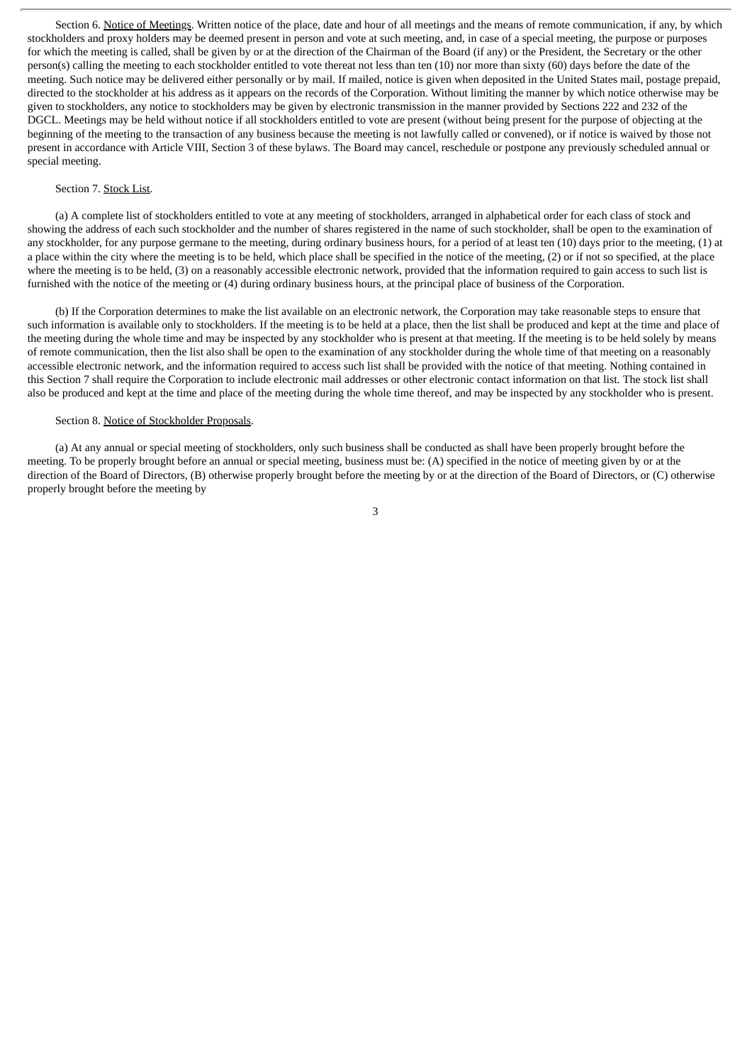Section 6. Notice of Meetings. Written notice of the place, date and hour of all meetings and the means of remote communication, if any, by which stockholders and proxy holders may be deemed present in person and vote at such meeting, and, in case of a special meeting, the purpose or purposes for which the meeting is called, shall be given by or at the direction of the Chairman of the Board (if any) or the President, the Secretary or the other person(s) calling the meeting to each stockholder entitled to vote thereat not less than ten (10) nor more than sixty (60) days before the date of the meeting. Such notice may be delivered either personally or by mail. If mailed, notice is given when deposited in the United States mail, postage prepaid, directed to the stockholder at his address as it appears on the records of the Corporation. Without limiting the manner by which notice otherwise may be given to stockholders, any notice to stockholders may be given by electronic transmission in the manner provided by Sections 222 and 232 of the DGCL. Meetings may be held without notice if all stockholders entitled to vote are present (without being present for the purpose of objecting at the beginning of the meeting to the transaction of any business because the meeting is not lawfully called or convened), or if notice is waived by those not present in accordance with Article VIII, Section 3 of these bylaws. The Board may cancel, reschedule or postpone any previously scheduled annual or special meeting.

Section 7. Stock List.

(a) A complete list of stockholders entitled to vote at any meeting of stockholders, arranged in alphabetical order for each class of stock and showing the address of each such stockholder and the number of shares registered in the name of such stockholder, shall be open to the examination of any stockholder, for any purpose germane to the meeting, during ordinary business hours, for a period of at least ten (10) days prior to the meeting, (1) at a place within the city where the meeting is to be held, which place shall be specified in the notice of the meeting, (2) or if not so specified, at the place where the meeting is to be held, (3) on a reasonably accessible electronic network, provided that the information required to gain access to such list is furnished with the notice of the meeting or (4) during ordinary business hours, at the principal place of business of the Corporation.

(b) If the Corporation determines to make the list available on an electronic network, the Corporation may take reasonable steps to ensure that such information is available only to stockholders. If the meeting is to be held at a place, then the list shall be produced and kept at the time and place of the meeting during the whole time and may be inspected by any stockholder who is present at that meeting. If the meeting is to be held solely by means of remote communication, then the list also shall be open to the examination of any stockholder during the whole time of that meeting on a reasonably accessible electronic network, and the information required to access such list shall be provided with the notice of that meeting. Nothing contained in this Section 7 shall require the Corporation to include electronic mail addresses or other electronic contact information on that list. The stock list shall also be produced and kept at the time and place of the meeting during the whole time thereof, and may be inspected by any stockholder who is present.

Section 8. Notice of Stockholder Proposals.

(a) At any annual or special meeting of stockholders, only such business shall be conducted as shall have been properly brought before the meeting. To be properly brought before an annual or special meeting, business must be: (A) specified in the notice of meeting given by or at the direction of the Board of Directors, (B) otherwise properly brought before the meeting by or at the direction of the Board of Directors, or (C) otherwise properly brought before the meeting by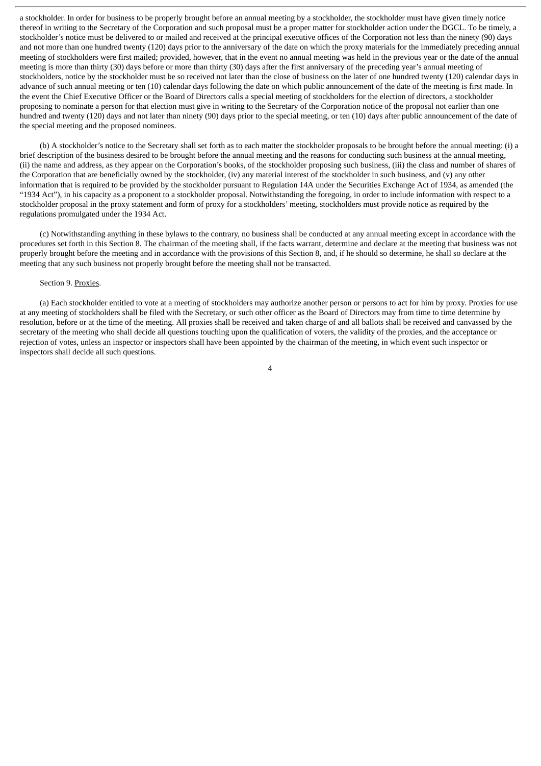a stockholder. In order for business to be properly brought before an annual meeting by a stockholder, the stockholder must have given timely notice thereof in writing to the Secretary of the Corporation and such proposal must be a proper matter for stockholder action under the DGCL. To be timely, a stockholder's notice must be delivered to or mailed and received at the principal executive offices of the Corporation not less than the ninety (90) days and not more than one hundred twenty (120) days prior to the anniversary of the date on which the proxy materials for the immediately preceding annual meeting of stockholders were first mailed; provided, however, that in the event no annual meeting was held in the previous year or the date of the annual meeting is more than thirty (30) days before or more than thirty (30) days after the first anniversary of the preceding year's annual meeting of stockholders, notice by the stockholder must be so received not later than the close of business on the later of one hundred twenty (120) calendar days in advance of such annual meeting or ten (10) calendar days following the date on which public announcement of the date of the meeting is first made. In the event the Chief Executive Officer or the Board of Directors calls a special meeting of stockholders for the election of directors, a stockholder proposing to nominate a person for that election must give in writing to the Secretary of the Corporation notice of the proposal not earlier than one hundred and twenty (120) days and not later than ninety (90) days prior to the special meeting, or ten (10) days after public announcement of the date of the special meeting and the proposed nominees.

(b) A stockholder's notice to the Secretary shall set forth as to each matter the stockholder proposals to be brought before the annual meeting: (i) a brief description of the business desired to be brought before the annual meeting and the reasons for conducting such business at the annual meeting, (ii) the name and address, as they appear on the Corporation's books, of the stockholder proposing such business, (iii) the class and number of shares of the Corporation that are beneficially owned by the stockholder, (iv) any material interest of the stockholder in such business, and (v) any other information that is required to be provided by the stockholder pursuant to Regulation 14A under the Securities Exchange Act of 1934, as amended (the "1934 Act"), in his capacity as a proponent to a stockholder proposal. Notwithstanding the foregoing, in order to include information with respect to a stockholder proposal in the proxy statement and form of proxy for a stockholders' meeting, stockholders must provide notice as required by the regulations promulgated under the 1934 Act.

(c) Notwithstanding anything in these bylaws to the contrary, no business shall be conducted at any annual meeting except in accordance with the procedures set forth in this Section 8. The chairman of the meeting shall, if the facts warrant, determine and declare at the meeting that business was not properly brought before the meeting and in accordance with the provisions of this Section 8, and, if he should so determine, he shall so declare at the meeting that any such business not properly brought before the meeting shall not be transacted.

Section 9. Proxies.

(a) Each stockholder entitled to vote at a meeting of stockholders may authorize another person or persons to act for him by proxy. Proxies for use at any meeting of stockholders shall be filed with the Secretary, or such other officer as the Board of Directors may from time to time determine by resolution, before or at the time of the meeting. All proxies shall be received and taken charge of and all ballots shall be received and canvassed by the secretary of the meeting who shall decide all questions touching upon the qualification of voters, the validity of the proxies, and the acceptance or rejection of votes, unless an inspector or inspectors shall have been appointed by the chairman of the meeting, in which event such inspector or inspectors shall decide all such questions.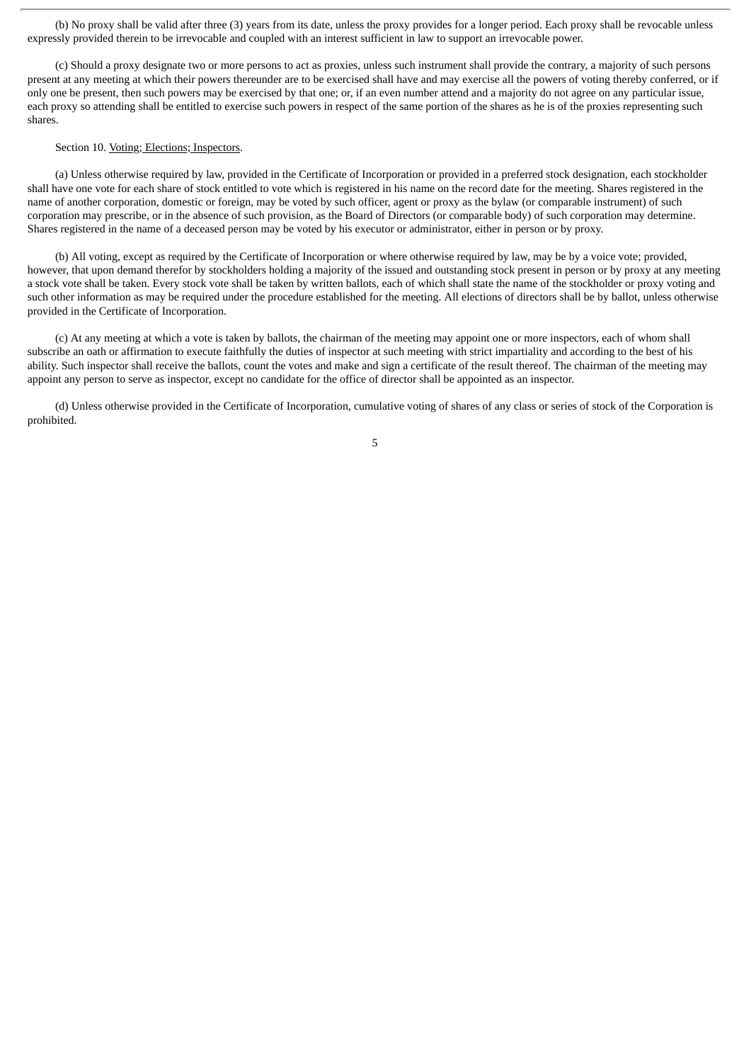(b) No proxy shall be valid after three (3) years from its date, unless the proxy provides for a longer period. Each proxy shall be revocable unless expressly provided therein to be irrevocable and coupled with an interest sufficient in law to support an irrevocable power.

(c) Should a proxy designate two or more persons to act as proxies, unless such instrument shall provide the contrary, a majority of such persons present at any meeting at which their powers thereunder are to be exercised shall have and may exercise all the powers of voting thereby conferred, or if only one be present, then such powers may be exercised by that one; or, if an even number attend and a majority do not agree on any particular issue, each proxy so attending shall be entitled to exercise such powers in respect of the same portion of the shares as he is of the proxies representing such shares.

Section 10. Voting; Elections; Inspectors.

(a) Unless otherwise required by law, provided in the Certificate of Incorporation or provided in a preferred stock designation, each stockholder shall have one vote for each share of stock entitled to vote which is registered in his name on the record date for the meeting. Shares registered in the name of another corporation, domestic or foreign, may be voted by such officer, agent or proxy as the bylaw (or comparable instrument) of such corporation may prescribe, or in the absence of such provision, as the Board of Directors (or comparable body) of such corporation may determine. Shares registered in the name of a deceased person may be voted by his executor or administrator, either in person or by proxy.

(b) All voting, except as required by the Certificate of Incorporation or where otherwise required by law, may be by a voice vote; provided, however, that upon demand therefor by stockholders holding a majority of the issued and outstanding stock present in person or by proxy at any meeting a stock vote shall be taken. Every stock vote shall be taken by written ballots, each of which shall state the name of the stockholder or proxy voting and such other information as may be required under the procedure established for the meeting. All elections of directors shall be by ballot, unless otherwise provided in the Certificate of Incorporation.

(c) At any meeting at which a vote is taken by ballots, the chairman of the meeting may appoint one or more inspectors, each of whom shall subscribe an oath or affirmation to execute faithfully the duties of inspector at such meeting with strict impartiality and according to the best of his ability. Such inspector shall receive the ballots, count the votes and make and sign a certificate of the result thereof. The chairman of the meeting may appoint any person to serve as inspector, except no candidate for the office of director shall be appointed as an inspector.

(d) Unless otherwise provided in the Certificate of Incorporation, cumulative voting of shares of any class or series of stock of the Corporation is prohibited.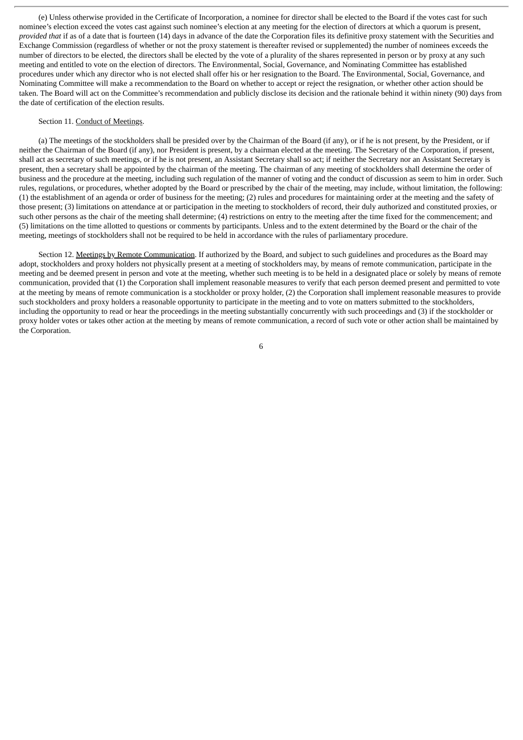(e) Unless otherwise provided in the Certificate of Incorporation, a nominee for director shall be elected to the Board if the votes cast for such nominee's election exceed the votes cast against such nominee's election at any meeting for the election of directors at which a quorum is present, *provided that* if as of a date that is fourteen (14) days in advance of the date the Corporation files its definitive proxy statement with the Securities and Exchange Commission (regardless of whether or not the proxy statement is thereafter revised or supplemented) the number of nominees exceeds the number of directors to be elected, the directors shall be elected by the vote of a plurality of the shares represented in person or by proxy at any such meeting and entitled to vote on the election of directors. The Environmental, Social, Governance, and Nominating Committee has established procedures under which any director who is not elected shall offer his or her resignation to the Board. The Environmental, Social, Governance, and Nominating Committee will make a recommendation to the Board on whether to accept or reject the resignation, or whether other action should be taken. The Board will act on the Committee's recommendation and publicly disclose its decision and the rationale behind it within ninety (90) days from the date of certification of the election results.

Section 11. Conduct of Meetings.

(a) The meetings of the stockholders shall be presided over by the Chairman of the Board (if any), or if he is not present, by the President, or if neither the Chairman of the Board (if any), nor President is present, by a chairman elected at the meeting. The Secretary of the Corporation, if present, shall act as secretary of such meetings, or if he is not present, an Assistant Secretary shall so act; if neither the Secretary nor an Assistant Secretary is present, then a secretary shall be appointed by the chairman of the meeting. The chairman of any meeting of stockholders shall determine the order of business and the procedure at the meeting, including such regulation of the manner of voting and the conduct of discussion as seem to him in order. Such rules, regulations, or procedures, whether adopted by the Board or prescribed by the chair of the meeting, may include, without limitation, the following: (1) the establishment of an agenda or order of business for the meeting; (2) rules and procedures for maintaining order at the meeting and the safety of those present; (3) limitations on attendance at or participation in the meeting to stockholders of record, their duly authorized and constituted proxies, or such other persons as the chair of the meeting shall determine; (4) restrictions on entry to the meeting after the time fixed for the commencement; and (5) limitations on the time allotted to questions or comments by participants. Unless and to the extent determined by the Board or the chair of the meeting, meetings of stockholders shall not be required to be held in accordance with the rules of parliamentary procedure.

Section 12. Meetings by Remote Communication. If authorized by the Board, and subject to such guidelines and procedures as the Board may adopt, stockholders and proxy holders not physically present at a meeting of stockholders may, by means of remote communication, participate in the meeting and be deemed present in person and vote at the meeting, whether such meeting is to be held in a designated place or solely by means of remote communication, provided that (1) the Corporation shall implement reasonable measures to verify that each person deemed present and permitted to vote at the meeting by means of remote communication is a stockholder or proxy holder, (2) the Corporation shall implement reasonable measures to provide such stockholders and proxy holders a reasonable opportunity to participate in the meeting and to vote on matters submitted to the stockholders, including the opportunity to read or hear the proceedings in the meeting substantially concurrently with such proceedings and (3) if the stockholder or proxy holder votes or takes other action at the meeting by means of remote communication, a record of such vote or other action shall be maintained by the Corporation.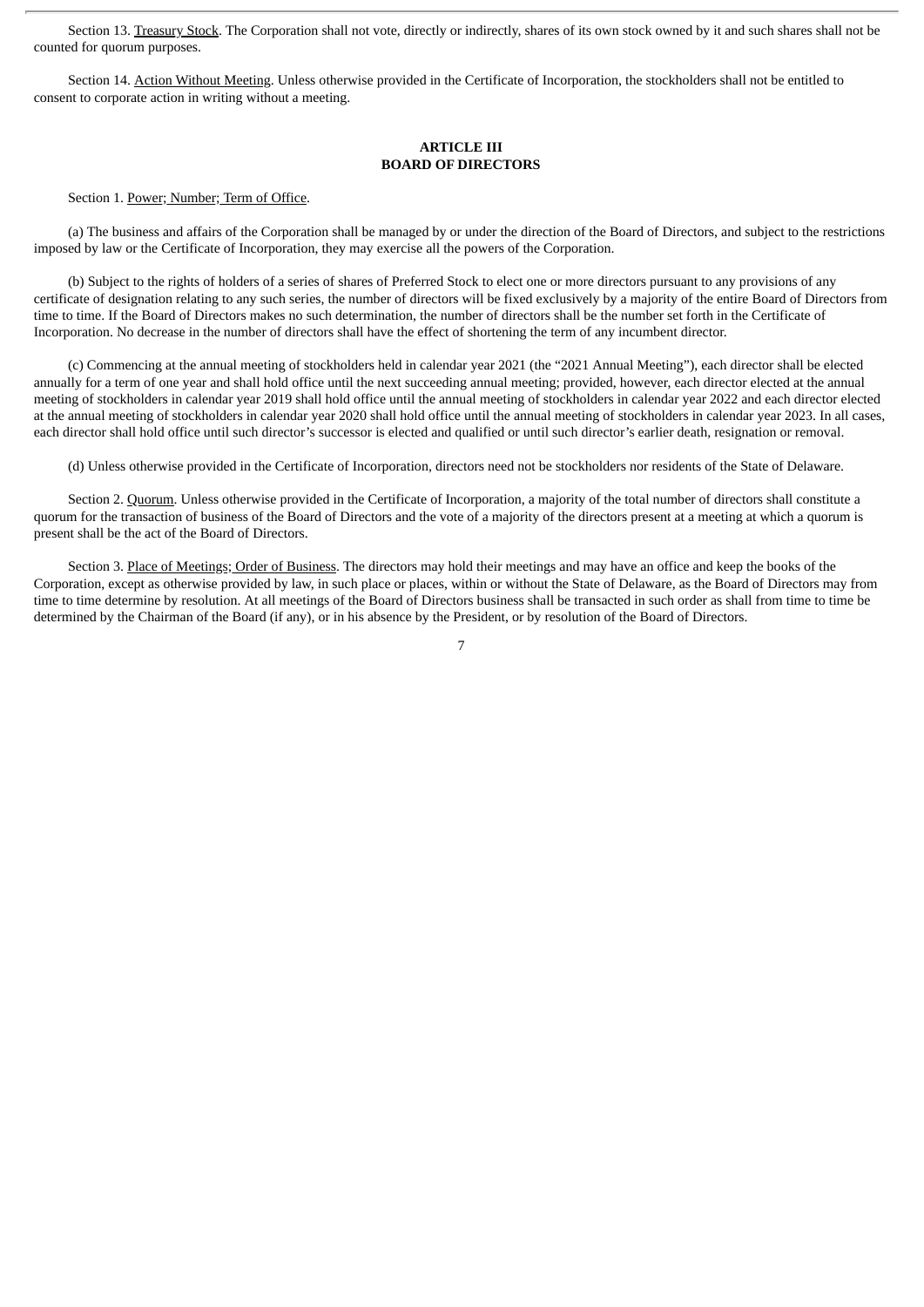Section 13. Treasury Stock. The Corporation shall not vote, directly or indirectly, shares of its own stock owned by it and such shares shall not be counted for quorum purposes.

Section 14. Action Without Meeting. Unless otherwise provided in the Certificate of Incorporation, the stockholders shall not be entitled to consent to corporate action in writing without a meeting.

## ARTICLE III
## BOARD OF DIRECTORS

Section 1. Power; Number; Term of Office.

(a) The business and affairs of the Corporation shall be managed by or under the direction of the Board of Directors, and subject to the restrictions imposed by law or the Certificate of Incorporation, they may exercise all the powers of the Corporation.

(b) Subject to the rights of holders of a series of shares of Preferred Stock to elect one or more directors pursuant to any provisions of any certificate of designation relating to any such series, the number of directors will be fixed exclusively by a majority of the entire Board of Directors from time to time. If the Board of Directors makes no such determination, the number of directors shall be the number set forth in the Certificate of Incorporation. No decrease in the number of directors shall have the effect of shortening the term of any incumbent director.

(c) Commencing at the annual meeting of stockholders held in calendar year 2021 (the "2021 Annual Meeting"), each director shall be elected annually for a term of one year and shall hold office until the next succeeding annual meeting; provided, however, each director elected at the annual meeting of stockholders in calendar year 2019 shall hold office until the annual meeting of stockholders in calendar year 2022 and each director elected at the annual meeting of stockholders in calendar year 2020 shall hold office until the annual meeting of stockholders in calendar year 2023. In all cases, each director shall hold office until such director's successor is elected and qualified or until such director's earlier death, resignation or removal.

(d) Unless otherwise provided in the Certificate of Incorporation, directors need not be stockholders nor residents of the State of Delaware.

Section 2. Quorum. Unless otherwise provided in the Certificate of Incorporation, a majority of the total number of directors shall constitute a quorum for the transaction of business of the Board of Directors and the vote of a majority of the directors present at a meeting at which a quorum is present shall be the act of the Board of Directors.

Section 3. Place of Meetings; Order of Business. The directors may hold their meetings and may have an office and keep the books of the Corporation, except as otherwise provided by law, in such place or places, within or without the State of Delaware, as the Board of Directors may from time to time determine by resolution. At all meetings of the Board of Directors business shall be transacted in such order as shall from time to time be determined by the Chairman of the Board (if any), or in his absence by the President, or by resolution of the Board of Directors.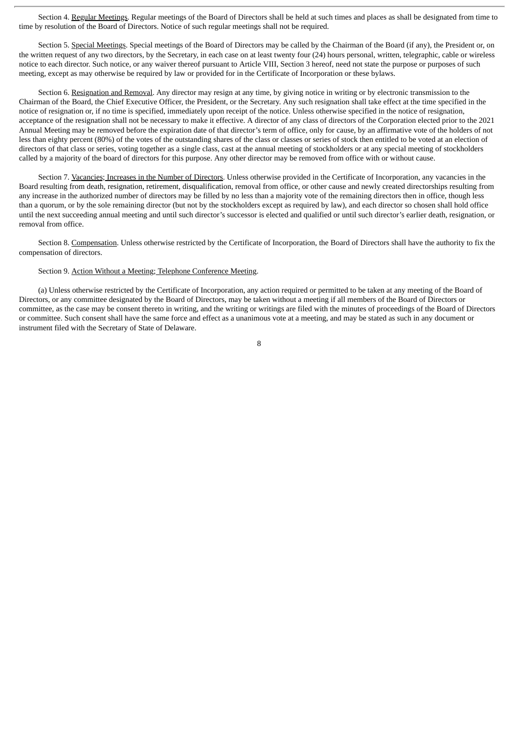Section 4. Regular Meetings. Regular meetings of the Board of Directors shall be held at such times and places as shall be designated from time to time by resolution of the Board of Directors. Notice of such regular meetings shall not be required.

Section 5. Special Meetings. Special meetings of the Board of Directors may be called by the Chairman of the Board (if any), the President or, on the written request of any two directors, by the Secretary, in each case on at least twenty four (24) hours personal, written, telegraphic, cable or wireless notice to each director. Such notice, or any waiver thereof pursuant to Article VIII, Section 3 hereof, need not state the purpose or purposes of such meeting, except as may otherwise be required by law or provided for in the Certificate of Incorporation or these bylaws.

Section 6. Resignation and Removal. Any director may resign at any time, by giving notice in writing or by electronic transmission to the Chairman of the Board, the Chief Executive Officer, the President, or the Secretary. Any such resignation shall take effect at the time specified in the notice of resignation or, if no time is specified, immediately upon receipt of the notice. Unless otherwise specified in the notice of resignation, acceptance of the resignation shall not be necessary to make it effective. A director of any class of directors of the Corporation elected prior to the 2021 Annual Meeting may be removed before the expiration date of that director's term of office, only for cause, by an affirmative vote of the holders of not less than eighty percent (80%) of the votes of the outstanding shares of the class or classes or series of stock then entitled to be voted at an election of directors of that class or series, voting together as a single class, cast at the annual meeting of stockholders or at any special meeting of stockholders called by a majority of the board of directors for this purpose. Any other director may be removed from office with or without cause.

Section 7. Vacancies; Increases in the Number of Directors. Unless otherwise provided in the Certificate of Incorporation, any vacancies in the Board resulting from death, resignation, retirement, disqualification, removal from office, or other cause and newly created directorships resulting from any increase in the authorized number of directors may be filled by no less than a majority vote of the remaining directors then in office, though less than a quorum, or by the sole remaining director (but not by the stockholders except as required by law), and each director so chosen shall hold office until the next succeeding annual meeting and until such director's successor is elected and qualified or until such director's earlier death, resignation, or removal from office.

Section 8. Compensation. Unless otherwise restricted by the Certificate of Incorporation, the Board of Directors shall have the authority to fix the compensation of directors.

Section 9. Action Without a Meeting; Telephone Conference Meeting.

(a) Unless otherwise restricted by the Certificate of Incorporation, any action required or permitted to be taken at any meeting of the Board of Directors, or any committee designated by the Board of Directors, may be taken without a meeting if all members of the Board of Directors or committee, as the case may be consent thereto in writing, and the writing or writings are filed with the minutes of proceedings of the Board of Directors or committee. Such consent shall have the same force and effect as a unanimous vote at a meeting, and may be stated as such in any document or instrument filed with the Secretary of State of Delaware.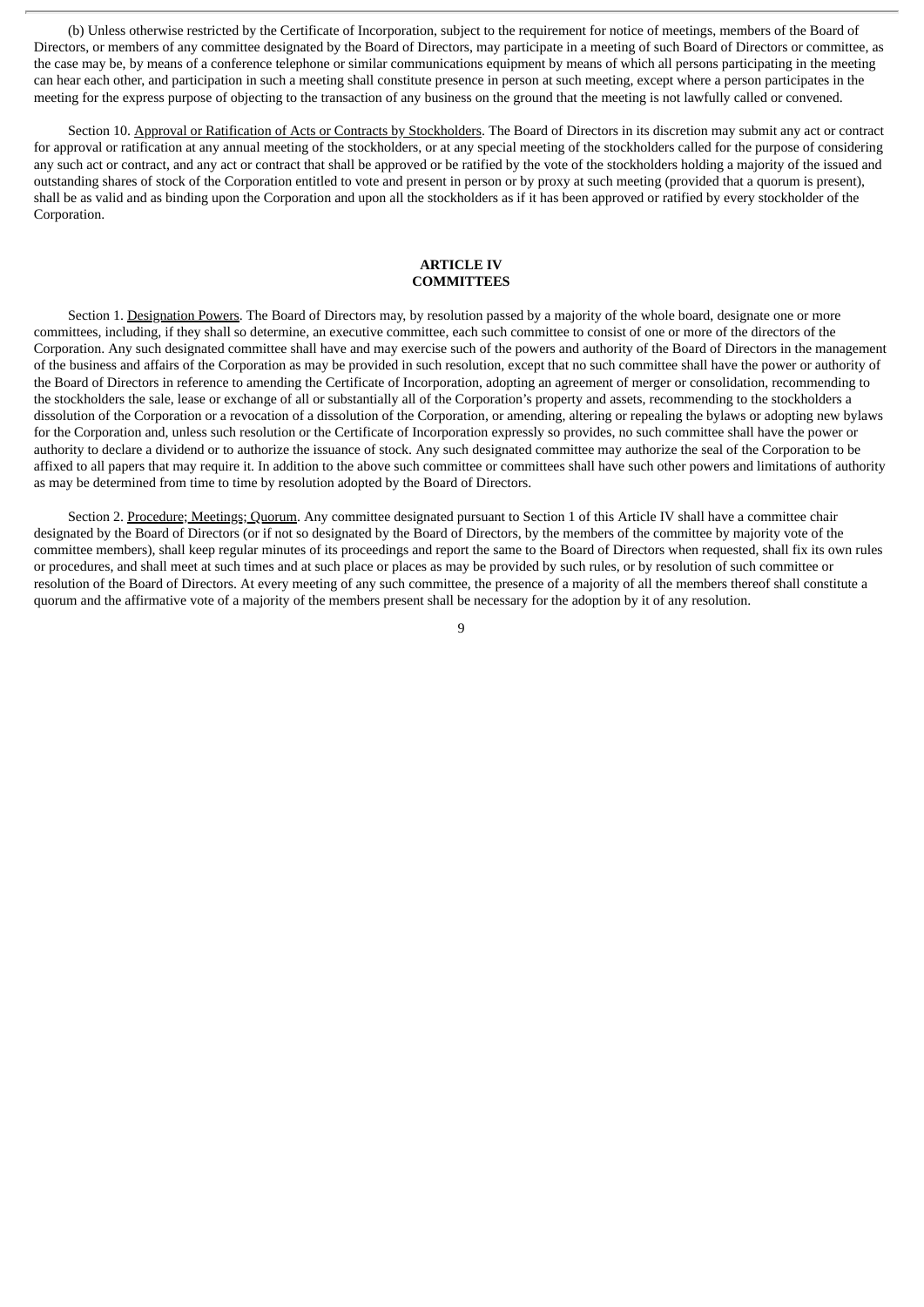(b) Unless otherwise restricted by the Certificate of Incorporation, subject to the requirement for notice of meetings, members of the Board of Directors, or members of any committee designated by the Board of Directors, may participate in a meeting of such Board of Directors or committee, as the case may be, by means of a conference telephone or similar communications equipment by means of which all persons participating in the meeting can hear each other, and participation in such a meeting shall constitute presence in person at such meeting, except where a person participates in the meeting for the express purpose of objecting to the transaction of any business on the ground that the meeting is not lawfully called or convened.

Section 10. Approval or Ratification of Acts or Contracts by Stockholders. The Board of Directors in its discretion may submit any act or contract for approval or ratification at any annual meeting of the stockholders, or at any special meeting of the stockholders called for the purpose of considering any such act or contract, and any act or contract that shall be approved or be ratified by the vote of the stockholders holding a majority of the issued and outstanding shares of stock of the Corporation entitled to vote and present in person or by proxy at such meeting (provided that a quorum is present), shall be as valid and as binding upon the Corporation and upon all the stockholders as if it has been approved or ratified by every stockholder of the Corporation.

## ARTICLE IV
## COMMITTEES

Section 1. Designation Powers. The Board of Directors may, by resolution passed by a majority of the whole board, designate one or more committees, including, if they shall so determine, an executive committee, each such committee to consist of one or more of the directors of the Corporation. Any such designated committee shall have and may exercise such of the powers and authority of the Board of Directors in the management of the business and affairs of the Corporation as may be provided in such resolution, except that no such committee shall have the power or authority of the Board of Directors in reference to amending the Certificate of Incorporation, adopting an agreement of merger or consolidation, recommending to the stockholders the sale, lease or exchange of all or substantially all of the Corporation's property and assets, recommending to the stockholders a dissolution of the Corporation or a revocation of a dissolution of the Corporation, or amending, altering or repealing the bylaws or adopting new bylaws for the Corporation and, unless such resolution or the Certificate of Incorporation expressly so provides, no such committee shall have the power or authority to declare a dividend or to authorize the issuance of stock. Any such designated committee may authorize the seal of the Corporation to be affixed to all papers that may require it. In addition to the above such committee or committees shall have such other powers and limitations of authority as may be determined from time to time by resolution adopted by the Board of Directors.

Section 2. Procedure; Meetings; Quorum. Any committee designated pursuant to Section 1 of this Article IV shall have a committee chair designated by the Board of Directors (or if not so designated by the Board of Directors, by the members of the committee by majority vote of the committee members), shall keep regular minutes of its proceedings and report the same to the Board of Directors when requested, shall fix its own rules or procedures, and shall meet at such times and at such place or places as may be provided by such rules, or by resolution of such committee or resolution of the Board of Directors. At every meeting of any such committee, the presence of a majority of all the members thereof shall constitute a quorum and the affirmative vote of a majority of the members present shall be necessary for the adoption by it of any resolution.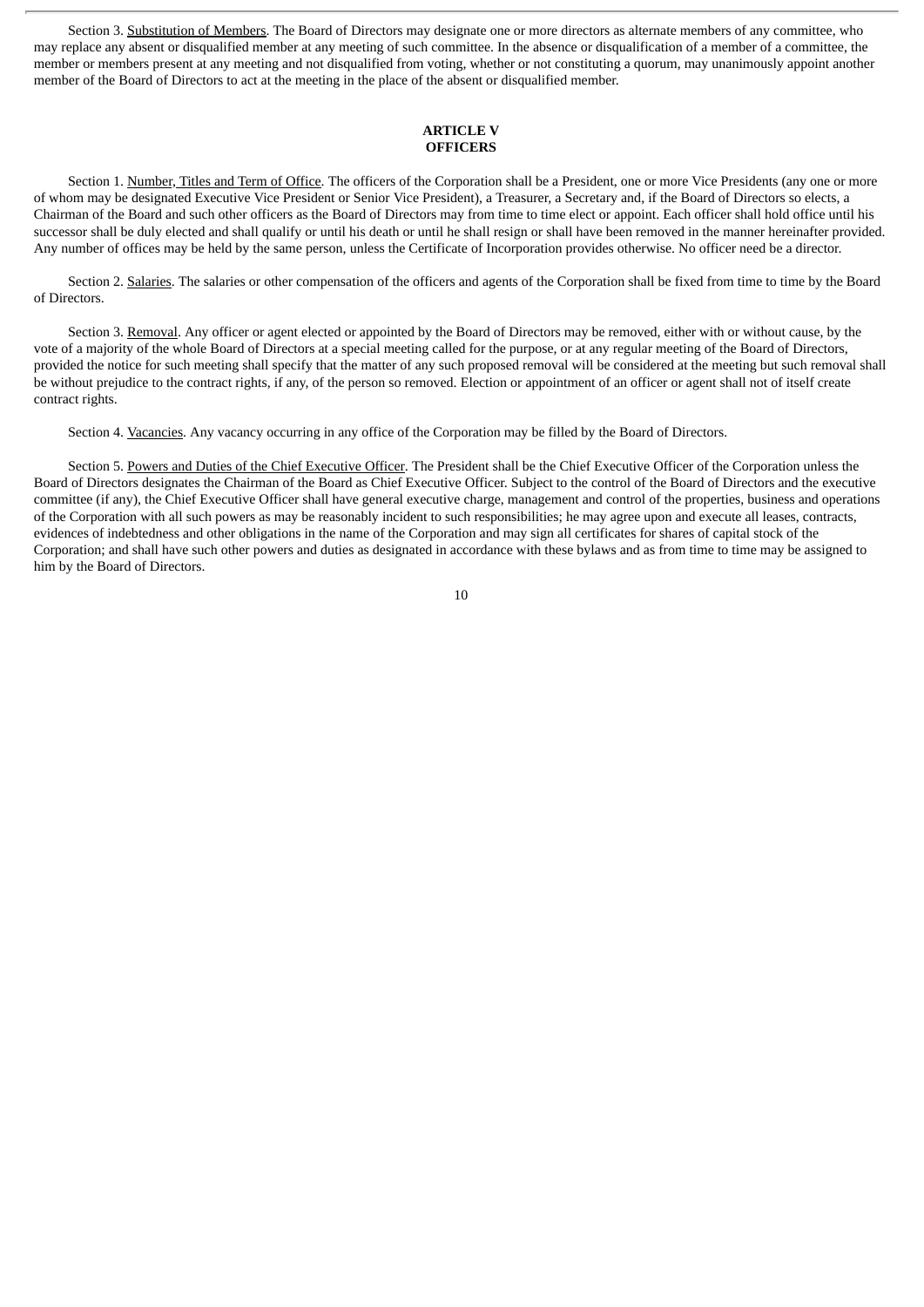Section 3. Substitution of Members. The Board of Directors may designate one or more directors as alternate members of any committee, who may replace any absent or disqualified member at any meeting of such committee. In the absence or disqualification of a member of a committee, the member or members present at any meeting and not disqualified from voting, whether or not constituting a quorum, may unanimously appoint another member of the Board of Directors to act at the meeting in the place of the absent or disqualified member.

## ARTICLE V
## OFFICERS

Section 1. Number, Titles and Term of Office. The officers of the Corporation shall be a President, one or more Vice Presidents (any one or more of whom may be designated Executive Vice President or Senior Vice President), a Treasurer, a Secretary and, if the Board of Directors so elects, a Chairman of the Board and such other officers as the Board of Directors may from time to time elect or appoint. Each officer shall hold office until his successor shall be duly elected and shall qualify or until his death or until he shall resign or shall have been removed in the manner hereinafter provided. Any number of offices may be held by the same person, unless the Certificate of Incorporation provides otherwise. No officer need be a director.

Section 2. Salaries. The salaries or other compensation of the officers and agents of the Corporation shall be fixed from time to time by the Board of Directors.

Section 3. Removal. Any officer or agent elected or appointed by the Board of Directors may be removed, either with or without cause, by the vote of a majority of the whole Board of Directors at a special meeting called for the purpose, or at any regular meeting of the Board of Directors, provided the notice for such meeting shall specify that the matter of any such proposed removal will be considered at the meeting but such removal shall be without prejudice to the contract rights, if any, of the person so removed. Election or appointment of an officer or agent shall not of itself create contract rights.

Section 4. Vacancies. Any vacancy occurring in any office of the Corporation may be filled by the Board of Directors.

Section 5. Powers and Duties of the Chief Executive Officer. The President shall be the Chief Executive Officer of the Corporation unless the Board of Directors designates the Chairman of the Board as Chief Executive Officer. Subject to the control of the Board of Directors and the executive committee (if any), the Chief Executive Officer shall have general executive charge, management and control of the properties, business and operations of the Corporation with all such powers as may be reasonably incident to such responsibilities; he may agree upon and execute all leases, contracts, evidences of indebtedness and other obligations in the name of the Corporation and may sign all certificates for shares of capital stock of the Corporation; and shall have such other powers and duties as designated in accordance with these bylaws and as from time to time may be assigned to him by the Board of Directors.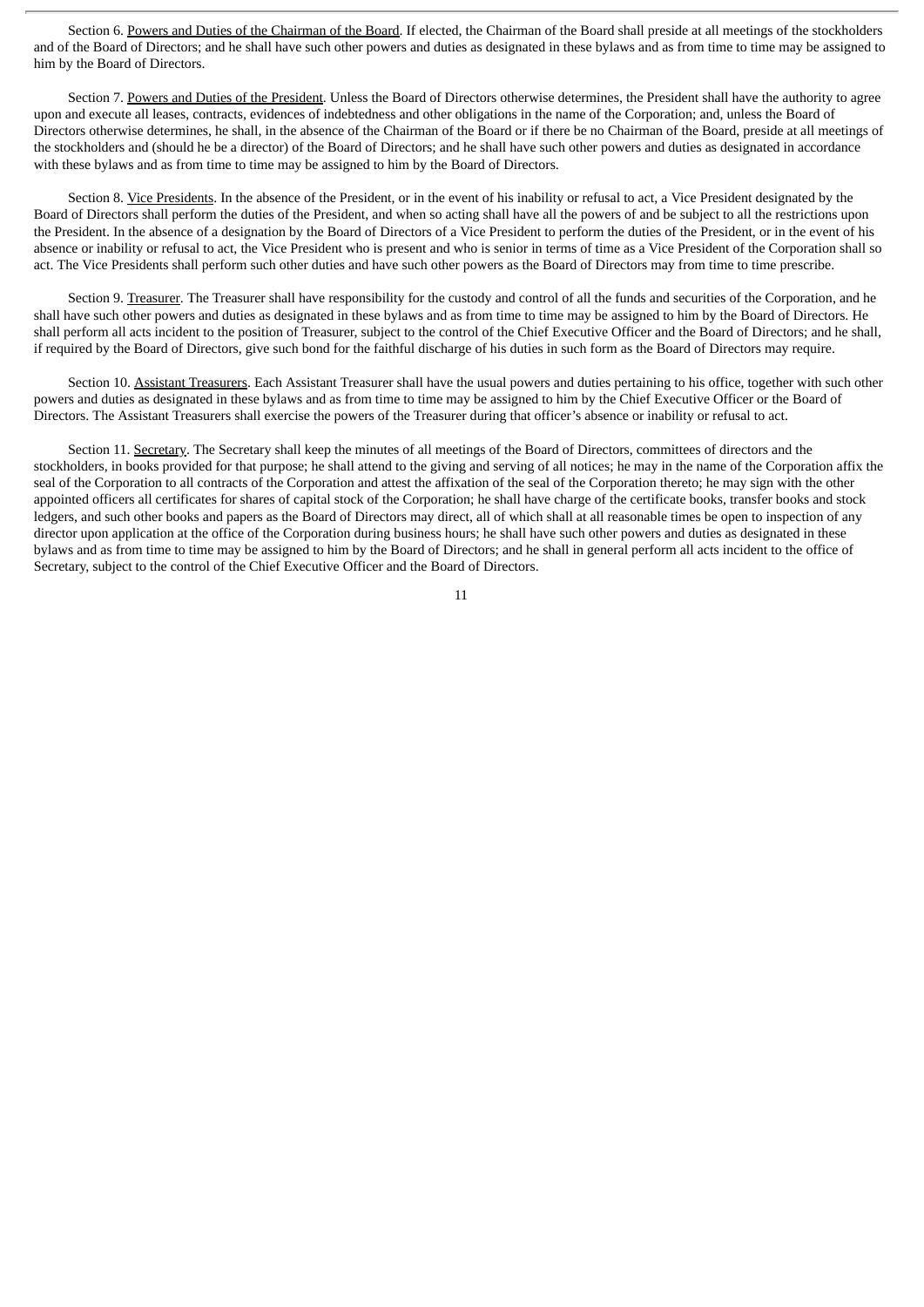Section 6. Powers and Duties of the Chairman of the Board. If elected, the Chairman of the Board shall preside at all meetings of the stockholders and of the Board of Directors; and he shall have such other powers and duties as designated in these bylaws and as from time to time may be assigned to him by the Board of Directors.

Section 7. Powers and Duties of the President. Unless the Board of Directors otherwise determines, the President shall have the authority to agree upon and execute all leases, contracts, evidences of indebtedness and other obligations in the name of the Corporation; and, unless the Board of Directors otherwise determines, he shall, in the absence of the Chairman of the Board or if there be no Chairman of the Board, preside at all meetings of the stockholders and (should he be a director) of the Board of Directors; and he shall have such other powers and duties as designated in accordance with these bylaws and as from time to time may be assigned to him by the Board of Directors.

Section 8. Vice Presidents. In the absence of the President, or in the event of his inability or refusal to act, a Vice President designated by the Board of Directors shall perform the duties of the President, and when so acting shall have all the powers of and be subject to all the restrictions upon the President. In the absence of a designation by the Board of Directors of a Vice President to perform the duties of the President, or in the event of his absence or inability or refusal to act, the Vice President who is present and who is senior in terms of time as a Vice President of the Corporation shall so act. The Vice Presidents shall perform such other duties and have such other powers as the Board of Directors may from time to time prescribe.

Section 9. Treasurer. The Treasurer shall have responsibility for the custody and control of all the funds and securities of the Corporation, and he shall have such other powers and duties as designated in these bylaws and as from time to time may be assigned to him by the Board of Directors. He shall perform all acts incident to the position of Treasurer, subject to the control of the Chief Executive Officer and the Board of Directors; and he shall, if required by the Board of Directors, give such bond for the faithful discharge of his duties in such form as the Board of Directors may require.

Section 10. Assistant Treasurers. Each Assistant Treasurer shall have the usual powers and duties pertaining to his office, together with such other powers and duties as designated in these bylaws and as from time to time may be assigned to him by the Chief Executive Officer or the Board of Directors. The Assistant Treasurers shall exercise the powers of the Treasurer during that officer's absence or inability or refusal to act.

Section 11. Secretary. The Secretary shall keep the minutes of all meetings of the Board of Directors, committees of directors and the stockholders, in books provided for that purpose; he shall attend to the giving and serving of all notices; he may in the name of the Corporation affix the seal of the Corporation to all contracts of the Corporation and attest the affixation of the seal of the Corporation thereto; he may sign with the other appointed officers all certificates for shares of capital stock of the Corporation; he shall have charge of the certificate books, transfer books and stock ledgers, and such other books and papers as the Board of Directors may direct, all of which shall at all reasonable times be open to inspection of any director upon application at the office of the Corporation during business hours; he shall have such other powers and duties as designated in these bylaws and as from time to time may be assigned to him by the Board of Directors; and he shall in general perform all acts incident to the office of Secretary, subject to the control of the Chief Executive Officer and the Board of Directors.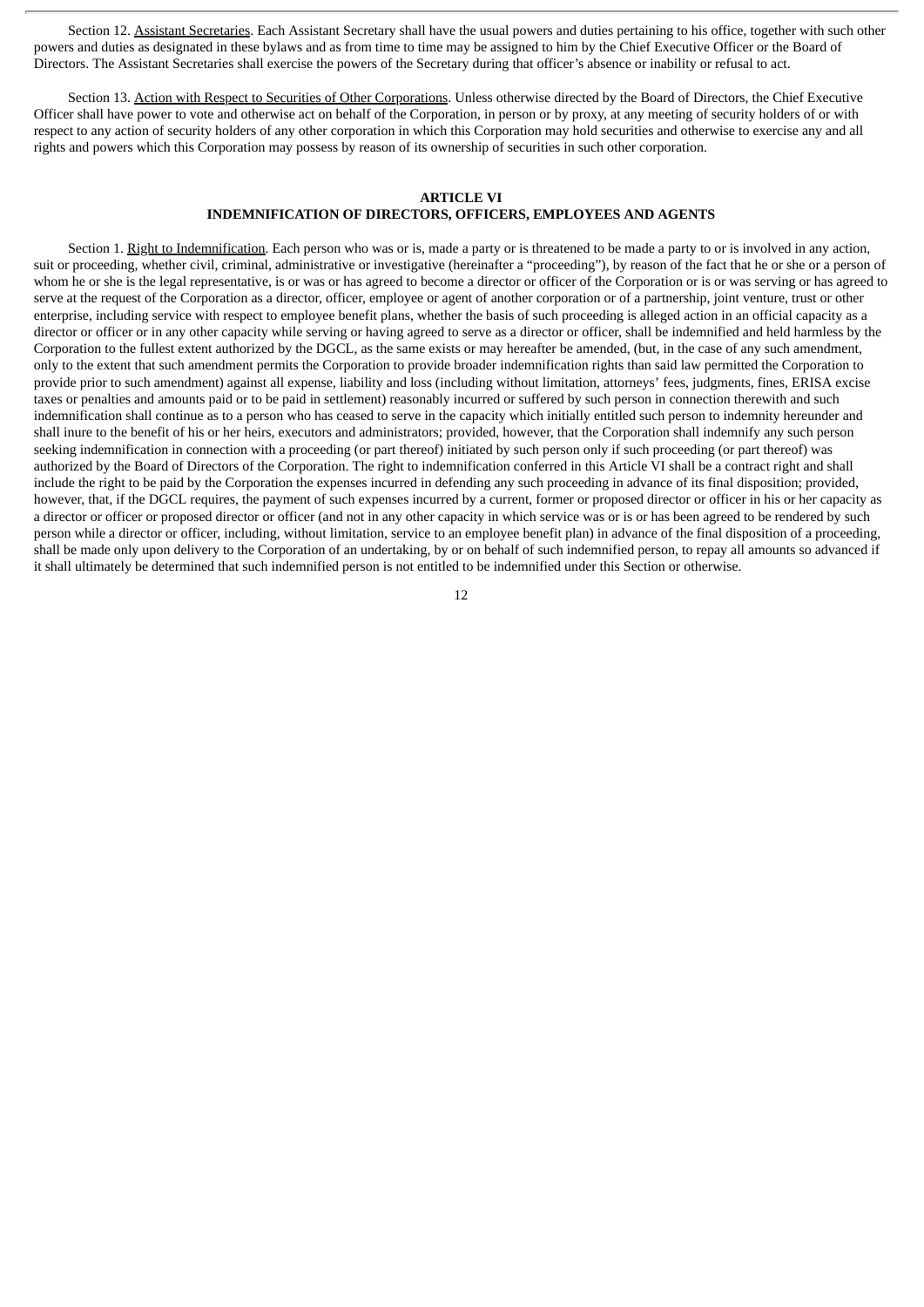Section 12. Assistant Secretaries. Each Assistant Secretary shall have the usual powers and duties pertaining to his office, together with such other powers and duties as designated in these bylaws and as from time to time may be assigned to him by the Chief Executive Officer or the Board of Directors. The Assistant Secretaries shall exercise the powers of the Secretary during that officer's absence or inability or refusal to act.

Section 13. Action with Respect to Securities of Other Corporations. Unless otherwise directed by the Board of Directors, the Chief Executive Officer shall have power to vote and otherwise act on behalf of the Corporation, in person or by proxy, at any meeting of security holders of or with respect to any action of security holders of any other corporation in which this Corporation may hold securities and otherwise to exercise any and all rights and powers which this Corporation may possess by reason of its ownership of securities in such other corporation.

## ARTICLE VI
## INDEMNIFICATION OF DIRECTORS, OFFICERS, EMPLOYEES AND AGENTS

Section 1. Right to Indemnification. Each person who was or is, made a party or is threatened to be made a party to or is involved in any action, suit or proceeding, whether civil, criminal, administrative or investigative (hereinafter a "proceeding"), by reason of the fact that he or she or a person of whom he or she is the legal representative, is or was or has agreed to become a director or officer of the Corporation or is or was serving or has agreed to serve at the request of the Corporation as a director, officer, employee or agent of another corporation or of a partnership, joint venture, trust or other enterprise, including service with respect to employee benefit plans, whether the basis of such proceeding is alleged action in an official capacity as a director or officer or in any other capacity while serving or having agreed to serve as a director or officer, shall be indemnified and held harmless by the Corporation to the fullest extent authorized by the DGCL, as the same exists or may hereafter be amended, (but, in the case of any such amendment, only to the extent that such amendment permits the Corporation to provide broader indemnification rights than said law permitted the Corporation to provide prior to such amendment) against all expense, liability and loss (including without limitation, attorneys' fees, judgments, fines, ERISA excise taxes or penalties and amounts paid or to be paid in settlement) reasonably incurred or suffered by such person in connection therewith and such indemnification shall continue as to a person who has ceased to serve in the capacity which initially entitled such person to indemnity hereunder and shall inure to the benefit of his or her heirs, executors and administrators; provided, however, that the Corporation shall indemnify any such person seeking indemnification in connection with a proceeding (or part thereof) initiated by such person only if such proceeding (or part thereof) was authorized by the Board of Directors of the Corporation. The right to indemnification conferred in this Article VI shall be a contract right and shall include the right to be paid by the Corporation the expenses incurred in defending any such proceeding in advance of its final disposition; provided, however, that, if the DGCL requires, the payment of such expenses incurred by a current, former or proposed director or officer in his or her capacity as a director or officer or proposed director or officer (and not in any other capacity in which service was or is or has been agreed to be rendered by such person while a director or officer, including, without limitation, service to an employee benefit plan) in advance of the final disposition of a proceeding, shall be made only upon delivery to the Corporation of an undertaking, by or on behalf of such indemnified person, to repay all amounts so advanced if it shall ultimately be determined that such indemnified person is not entitled to be indemnified under this Section or otherwise.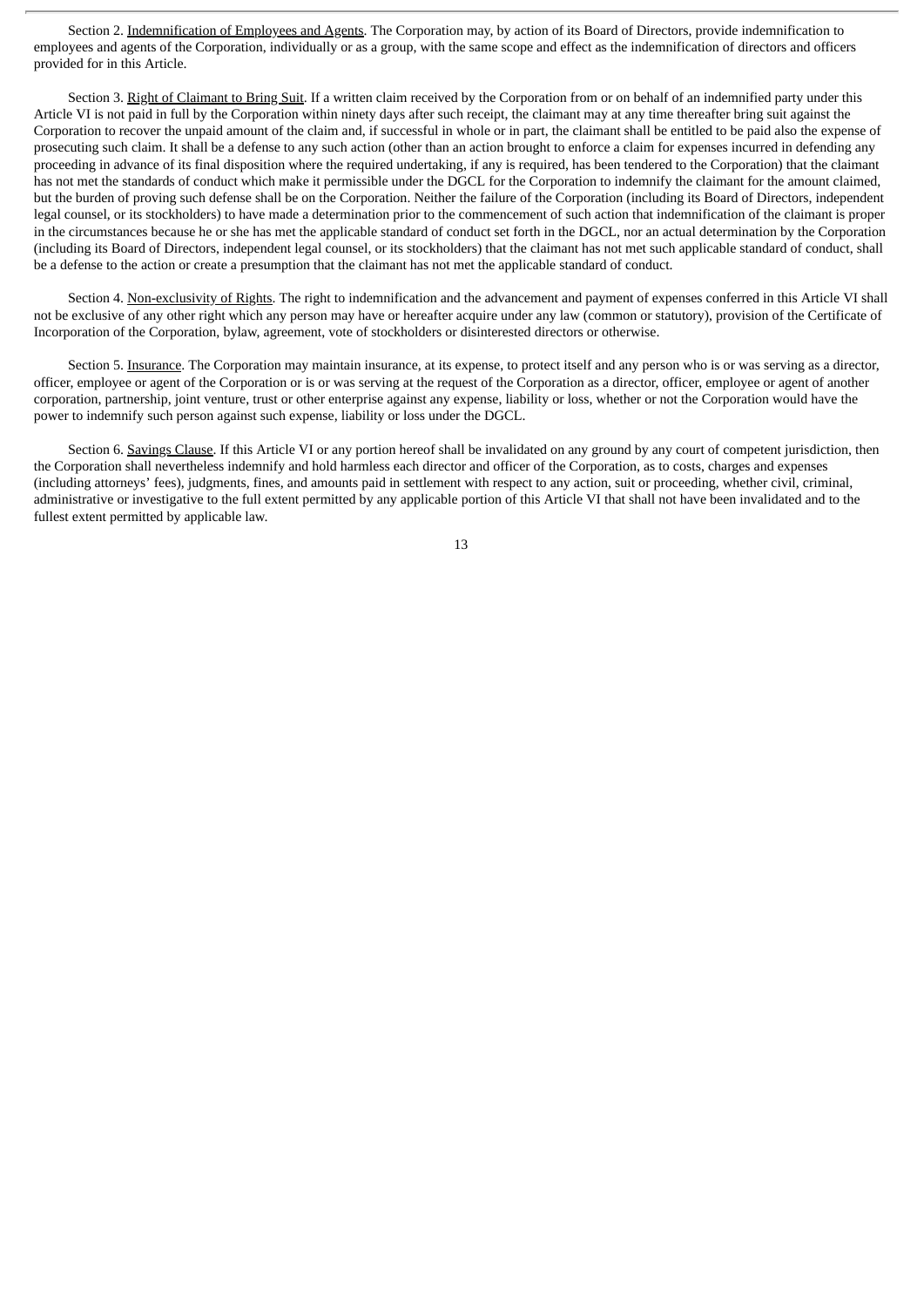Section 2. Indemnification of Employees and Agents. The Corporation may, by action of its Board of Directors, provide indemnification to employees and agents of the Corporation, individually or as a group, with the same scope and effect as the indemnification of directors and officers provided for in this Article.

Section 3. Right of Claimant to Bring Suit. If a written claim received by the Corporation from or on behalf of an indemnified party under this Article VI is not paid in full by the Corporation within ninety days after such receipt, the claimant may at any time thereafter bring suit against the Corporation to recover the unpaid amount of the claim and, if successful in whole or in part, the claimant shall be entitled to be paid also the expense of prosecuting such claim. It shall be a defense to any such action (other than an action brought to enforce a claim for expenses incurred in defending any proceeding in advance of its final disposition where the required undertaking, if any is required, has been tendered to the Corporation) that the claimant has not met the standards of conduct which make it permissible under the DGCL for the Corporation to indemnify the claimant for the amount claimed, but the burden of proving such defense shall be on the Corporation. Neither the failure of the Corporation (including its Board of Directors, independent legal counsel, or its stockholders) to have made a determination prior to the commencement of such action that indemnification of the claimant is proper in the circumstances because he or she has met the applicable standard of conduct set forth in the DGCL, nor an actual determination by the Corporation (including its Board of Directors, independent legal counsel, or its stockholders) that the claimant has not met such applicable standard of conduct, shall be a defense to the action or create a presumption that the claimant has not met the applicable standard of conduct.

Section 4. Non-exclusivity of Rights. The right to indemnification and the advancement and payment of expenses conferred in this Article VI shall not be exclusive of any other right which any person may have or hereafter acquire under any law (common or statutory), provision of the Certificate of Incorporation of the Corporation, bylaw, agreement, vote of stockholders or disinterested directors or otherwise.

Section 5. Insurance. The Corporation may maintain insurance, at its expense, to protect itself and any person who is or was serving as a director, officer, employee or agent of the Corporation or is or was serving at the request of the Corporation as a director, officer, employee or agent of another corporation, partnership, joint venture, trust or other enterprise against any expense, liability or loss, whether or not the Corporation would have the power to indemnify such person against such expense, liability or loss under the DGCL.

Section 6. Savings Clause. If this Article VI or any portion hereof shall be invalidated on any ground by any court of competent jurisdiction, then the Corporation shall nevertheless indemnify and hold harmless each director and officer of the Corporation, as to costs, charges and expenses (including attorneys' fees), judgments, fines, and amounts paid in settlement with respect to any action, suit or proceeding, whether civil, criminal, administrative or investigative to the full extent permitted by any applicable portion of this Article VI that shall not have been invalidated and to the fullest extent permitted by applicable law.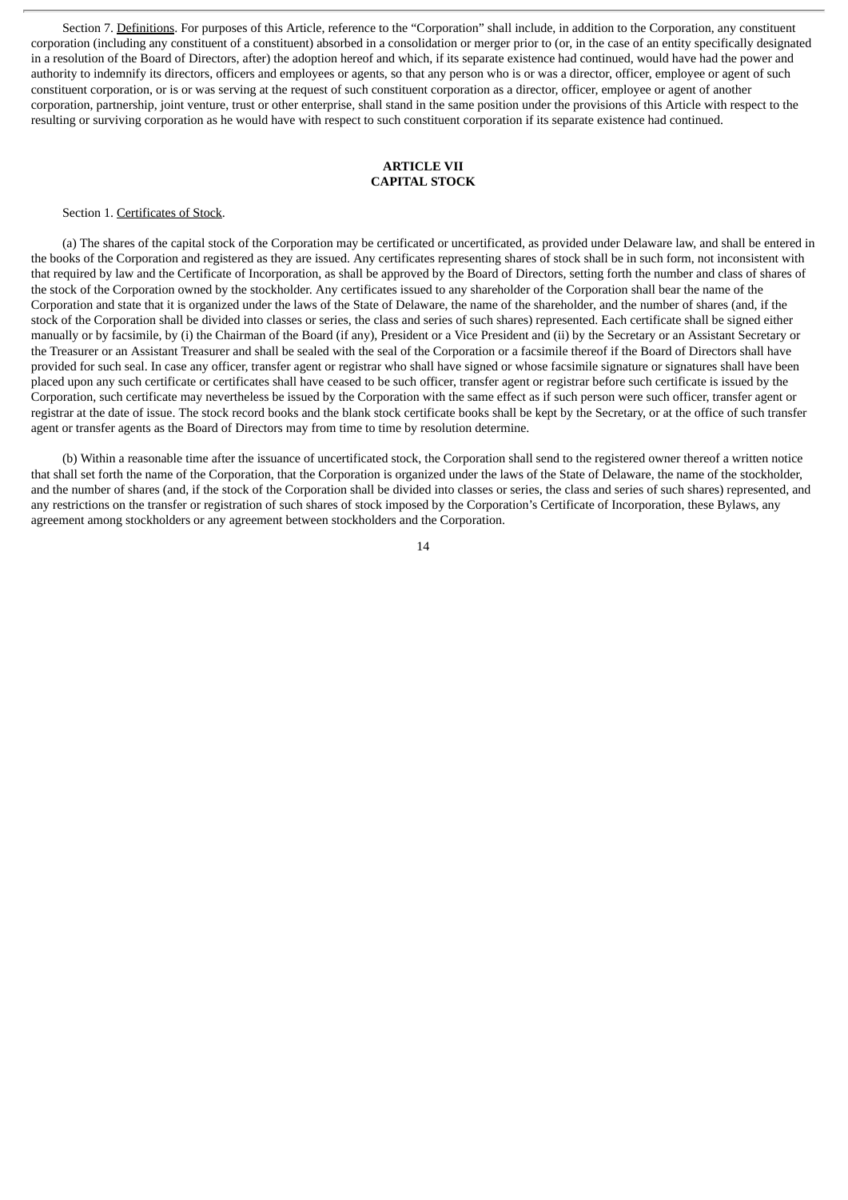Section 7. Definitions. For purposes of this Article, reference to the “Corporation” shall include, in addition to the Corporation, any constituent corporation (including any constituent of a constituent) absorbed in a consolidation or merger prior to (or, in the case of an entity specifically designated in a resolution of the Board of Directors, after) the adoption hereof and which, if its separate existence had continued, would have had the power and authority to indemnify its directors, officers and employees or agents, so that any person who is or was a director, officer, employee or agent of such constituent corporation, or is or was serving at the request of such constituent corporation as a director, officer, employee or agent of another corporation, partnership, joint venture, trust or other enterprise, shall stand in the same position under the provisions of this Article with respect to the resulting or surviving corporation as he would have with respect to such constituent corporation if its separate existence had continued.

## ARTICLE VII
## CAPITAL STOCK

Section 1. Certificates of Stock.

(a) The shares of the capital stock of the Corporation may be certificated or uncertificated, as provided under Delaware law, and shall be entered in the books of the Corporation and registered as they are issued. Any certificates representing shares of stock shall be in such form, not inconsistent with that required by law and the Certificate of Incorporation, as shall be approved by the Board of Directors, setting forth the number and class of shares of the stock of the Corporation owned by the stockholder. Any certificates issued to any shareholder of the Corporation shall bear the name of the Corporation and state that it is organized under the laws of the State of Delaware, the name of the shareholder, and the number of shares (and, if the stock of the Corporation shall be divided into classes or series, the class and series of such shares) represented. Each certificate shall be signed either manually or by facsimile, by (i) the Chairman of the Board (if any), President or a Vice President and (ii) by the Secretary or an Assistant Secretary or the Treasurer or an Assistant Treasurer and shall be sealed with the seal of the Corporation or a facsimile thereof if the Board of Directors shall have provided for such seal. In case any officer, transfer agent or registrar who shall have signed or whose facsimile signature or signatures shall have been placed upon any such certificate or certificates shall have ceased to be such officer, transfer agent or registrar before such certificate is issued by the Corporation, such certificate may nevertheless be issued by the Corporation with the same effect as if such person were such officer, transfer agent or registrar at the date of issue. The stock record books and the blank stock certificate books shall be kept by the Secretary, or at the office of such transfer agent or transfer agents as the Board of Directors may from time to time by resolution determine.

(b) Within a reasonable time after the issuance of uncertificated stock, the Corporation shall send to the registered owner thereof a written notice that shall set forth the name of the Corporation, that the Corporation is organized under the laws of the State of Delaware, the name of the stockholder, and the number of shares (and, if the stock of the Corporation shall be divided into classes or series, the class and series of such shares) represented, and any restrictions on the transfer or registration of such shares of stock imposed by the Corporation’s Certificate of Incorporation, these Bylaws, any agreement among stockholders or any agreement between stockholders and the Corporation.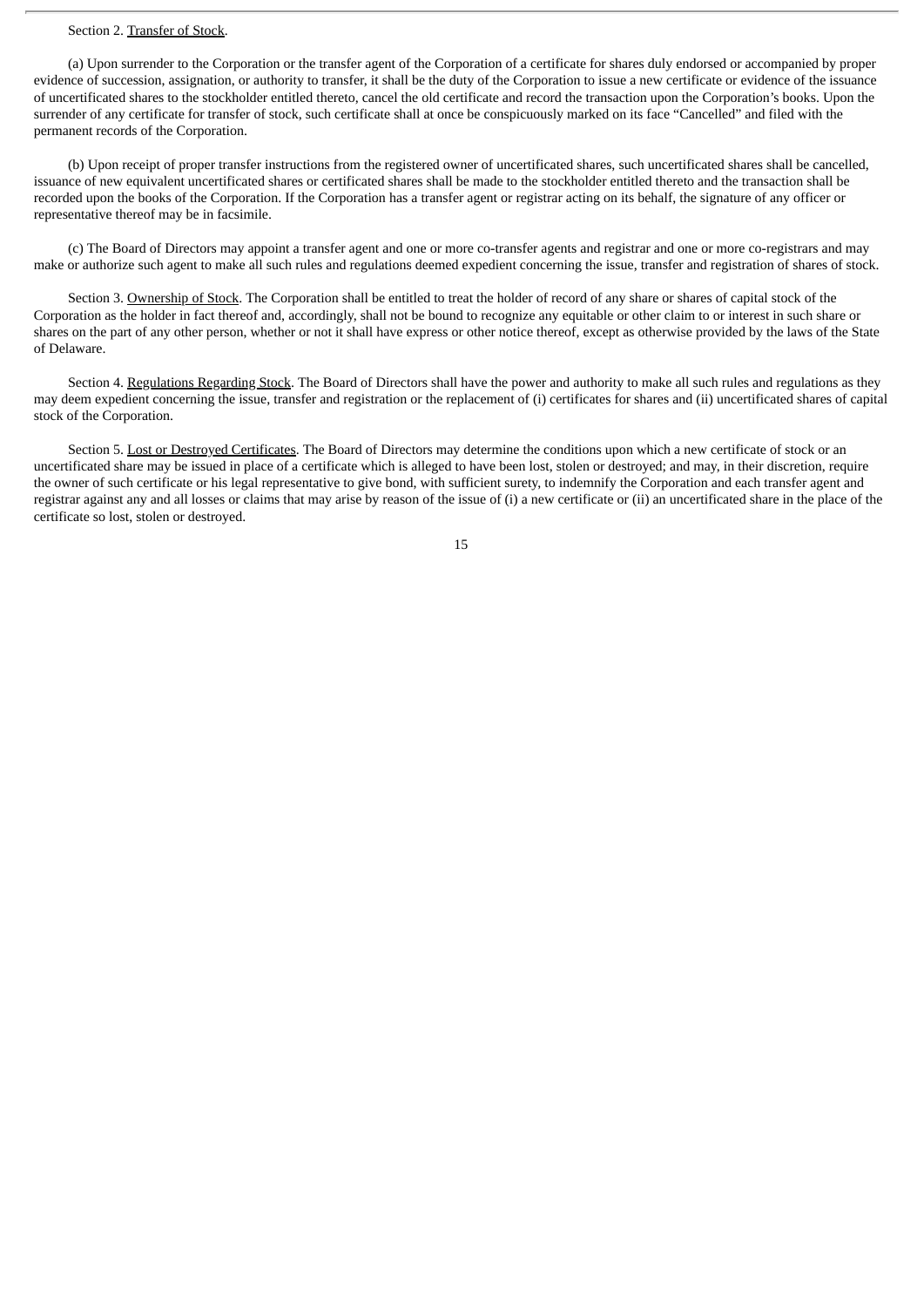Section 2. Transfer of Stock.

(a) Upon surrender to the Corporation or the transfer agent of the Corporation of a certificate for shares duly endorsed or accompanied by proper evidence of succession, assignation, or authority to transfer, it shall be the duty of the Corporation to issue a new certificate or evidence of the issuance of uncertificated shares to the stockholder entitled thereto, cancel the old certificate and record the transaction upon the Corporation's books. Upon the surrender of any certificate for transfer of stock, such certificate shall at once be conspicuously marked on its face "Cancelled" and filed with the permanent records of the Corporation.

(b) Upon receipt of proper transfer instructions from the registered owner of uncertificated shares, such uncertificated shares shall be cancelled, issuance of new equivalent uncertificated shares or certificated shares shall be made to the stockholder entitled thereto and the transaction shall be recorded upon the books of the Corporation. If the Corporation has a transfer agent or registrar acting on its behalf, the signature of any officer or representative thereof may be in facsimile.

(c) The Board of Directors may appoint a transfer agent and one or more co-transfer agents and registrar and one or more co-registrars and may make or authorize such agent to make all such rules and regulations deemed expedient concerning the issue, transfer and registration of shares of stock.

Section 3. Ownership of Stock. The Corporation shall be entitled to treat the holder of record of any share or shares of capital stock of the Corporation as the holder in fact thereof and, accordingly, shall not be bound to recognize any equitable or other claim to or interest in such share or shares on the part of any other person, whether or not it shall have express or other notice thereof, except as otherwise provided by the laws of the State of Delaware.

Section 4. Regulations Regarding Stock. The Board of Directors shall have the power and authority to make all such rules and regulations as they may deem expedient concerning the issue, transfer and registration or the replacement of (i) certificates for shares and (ii) uncertificated shares of capital stock of the Corporation.

Section 5. Lost or Destroyed Certificates. The Board of Directors may determine the conditions upon which a new certificate of stock or an uncertificated share may be issued in place of a certificate which is alleged to have been lost, stolen or destroyed; and may, in their discretion, require the owner of such certificate or his legal representative to give bond, with sufficient surety, to indemnify the Corporation and each transfer agent and registrar against any and all losses or claims that may arise by reason of the issue of (i) a new certificate or (ii) an uncertificated share in the place of the certificate so lost, stolen or destroyed.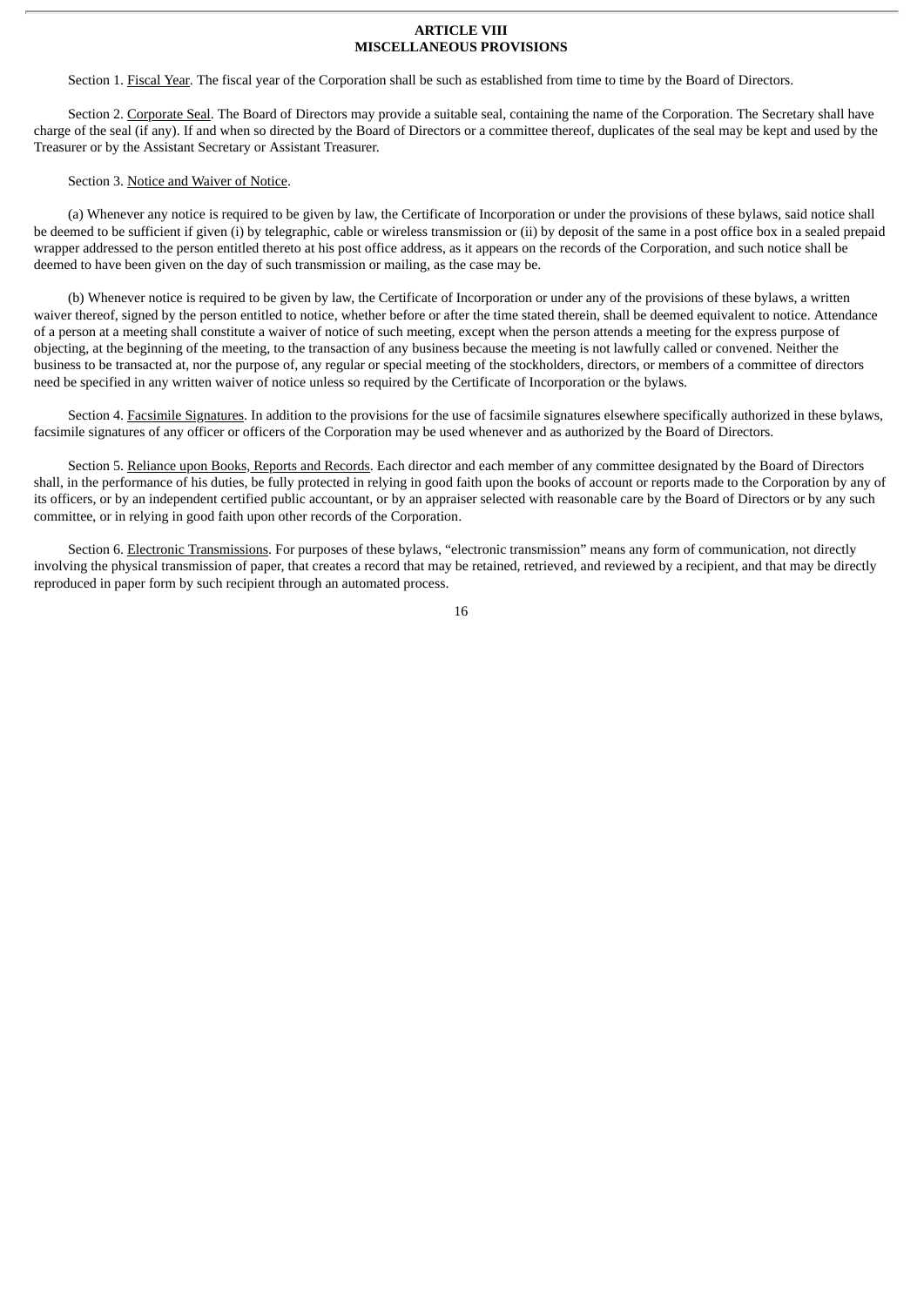## ARTICLE VIII
## MISCELLANEOUS PROVISIONS

Section 1. Fiscal Year. The fiscal year of the Corporation shall be such as established from time to time by the Board of Directors.

Section 2. Corporate Seal. The Board of Directors may provide a suitable seal, containing the name of the Corporation. The Secretary shall have charge of the seal (if any). If and when so directed by the Board of Directors or a committee thereof, duplicates of the seal may be kept and used by the Treasurer or by the Assistant Secretary or Assistant Treasurer.

Section 3. Notice and Waiver of Notice.

(a) Whenever any notice is required to be given by law, the Certificate of Incorporation or under the provisions of these bylaws, said notice shall be deemed to be sufficient if given (i) by telegraphic, cable or wireless transmission or (ii) by deposit of the same in a post office box in a sealed prepaid wrapper addressed to the person entitled thereto at his post office address, as it appears on the records of the Corporation, and such notice shall be deemed to have been given on the day of such transmission or mailing, as the case may be.

(b) Whenever notice is required to be given by law, the Certificate of Incorporation or under any of the provisions of these bylaws, a written waiver thereof, signed by the person entitled to notice, whether before or after the time stated therein, shall be deemed equivalent to notice. Attendance of a person at a meeting shall constitute a waiver of notice of such meeting, except when the person attends a meeting for the express purpose of objecting, at the beginning of the meeting, to the transaction of any business because the meeting is not lawfully called or convened. Neither the business to be transacted at, nor the purpose of, any regular or special meeting of the stockholders, directors, or members of a committee of directors need be specified in any written waiver of notice unless so required by the Certificate of Incorporation or the bylaws.

Section 4. Facsimile Signatures. In addition to the provisions for the use of facsimile signatures elsewhere specifically authorized in these bylaws, facsimile signatures of any officer or officers of the Corporation may be used whenever and as authorized by the Board of Directors.

Section 5. Reliance upon Books, Reports and Records. Each director and each member of any committee designated by the Board of Directors shall, in the performance of his duties, be fully protected in relying in good faith upon the books of account or reports made to the Corporation by any of its officers, or by an independent certified public accountant, or by an appraiser selected with reasonable care by the Board of Directors or by any such committee, or in relying in good faith upon other records of the Corporation.

Section 6. Electronic Transmissions. For purposes of these bylaws, “electronic transmission” means any form of communication, not directly involving the physical transmission of paper, that creates a record that may be retained, retrieved, and reviewed by a recipient, and that may be directly reproduced in paper form by such recipient through an automated process.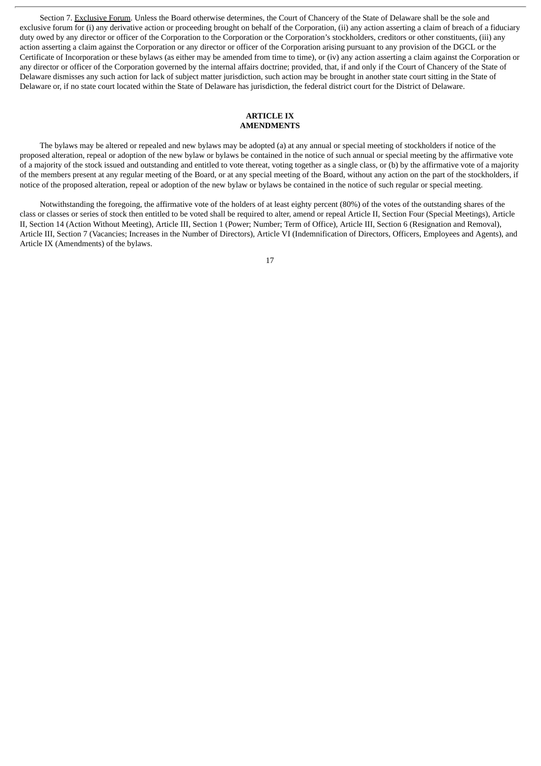Section 7. Exclusive Forum. Unless the Board otherwise determines, the Court of Chancery of the State of Delaware shall be the sole and exclusive forum for (i) any derivative action or proceeding brought on behalf of the Corporation, (ii) any action asserting a claim of breach of a fiduciary duty owed by any director or officer of the Corporation to the Corporation or the Corporation's stockholders, creditors or other constituents, (iii) any action asserting a claim against the Corporation or any director or officer of the Corporation arising pursuant to any provision of the DGCL or the Certificate of Incorporation or these bylaws (as either may be amended from time to time), or (iv) any action asserting a claim against the Corporation or any director or officer of the Corporation governed by the internal affairs doctrine; provided, that, if and only if the Court of Chancery of the State of Delaware dismisses any such action for lack of subject matter jurisdiction, such action may be brought in another state court sitting in the State of Delaware or, if no state court located within the State of Delaware has jurisdiction, the federal district court for the District of Delaware.

## ARTICLE IX
## AMENDMENTS

The bylaws may be altered or repealed and new bylaws may be adopted (a) at any annual or special meeting of stockholders if notice of the proposed alteration, repeal or adoption of the new bylaw or bylaws be contained in the notice of such annual or special meeting by the affirmative vote of a majority of the stock issued and outstanding and entitled to vote thereat, voting together as a single class, or (b) by the affirmative vote of a majority of the members present at any regular meeting of the Board, or at any special meeting of the Board, without any action on the part of the stockholders, if notice of the proposed alteration, repeal or adoption of the new bylaw or bylaws be contained in the notice of such regular or special meeting.

Notwithstanding the foregoing, the affirmative vote of the holders of at least eighty percent (80%) of the votes of the outstanding shares of the class or classes or series of stock then entitled to be voted shall be required to alter, amend or repeal Article II, Section Four (Special Meetings), Article II, Section 14 (Action Without Meeting), Article III, Section 1 (Power; Number; Term of Office), Article III, Section 6 (Resignation and Removal), Article III, Section 7 (Vacancies; Increases in the Number of Directors), Article VI (Indemnification of Directors, Officers, Employees and Agents), and Article IX (Amendments) of the bylaws.